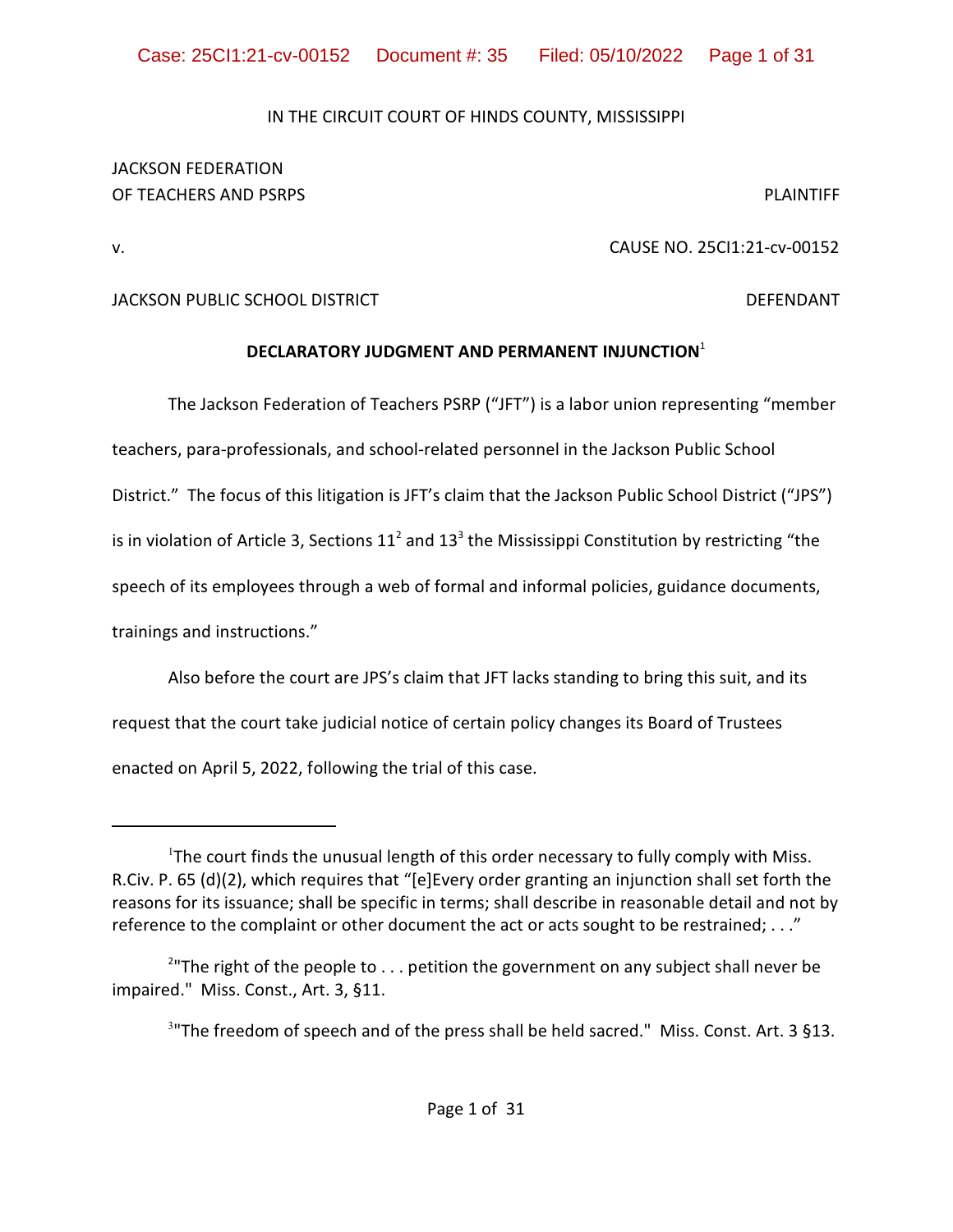IN THE CIRCUIT COURT OF HINDS COUNTY, MISSISSIPPI

JACKSON FEDERATION
OF TEACHERS AND PSRPS PLAINTIFF

v. CAUSE NO. 25CI1:21-cv-00152

JACKSON PUBLIC SCHOOL DISTRICT DEFENDANT

**DECLARATORY JUDGMENT AND PERMANENT INJUNCTION**[1]

The Jackson Federation of Teachers PSRP ("JFT") is a labor union representing "member teachers, para-professionals, and school-related personnel in the Jackson Public School District." The focus of this litigation is JFT's claim that the Jackson Public School District ("JPS") is in violation of Article 3, Sections 11[2] and 13[3] the Mississippi Constitution by restricting "the speech of its employees through a web of formal and informal policies, guidance documents, trainings and instructions."

Also before the court are JPS's claim that JFT lacks standing to bring this suit, and its request that the court take judicial notice of certain policy changes its Board of Trustees enacted on April 5, 2022, following the trial of this case.

---

[1]The court finds the unusual length of this order necessary to fully comply with Miss. R.Civ. P. 65 (d)(2), which requires that "[e]Every order granting an injunction shall set forth the reasons for its issuance; shall be specific in terms; shall describe in reasonable detail and not by reference to the complaint or other document the act or acts sought to be restrained; . . ."

[2]"The right of the people to . . . petition the government on any subject shall never be impaired." Miss. Const., Art. 3, §11.

[3]"The freedom of speech and of the press shall be held sacred." Miss. Const. Art. 3 §13.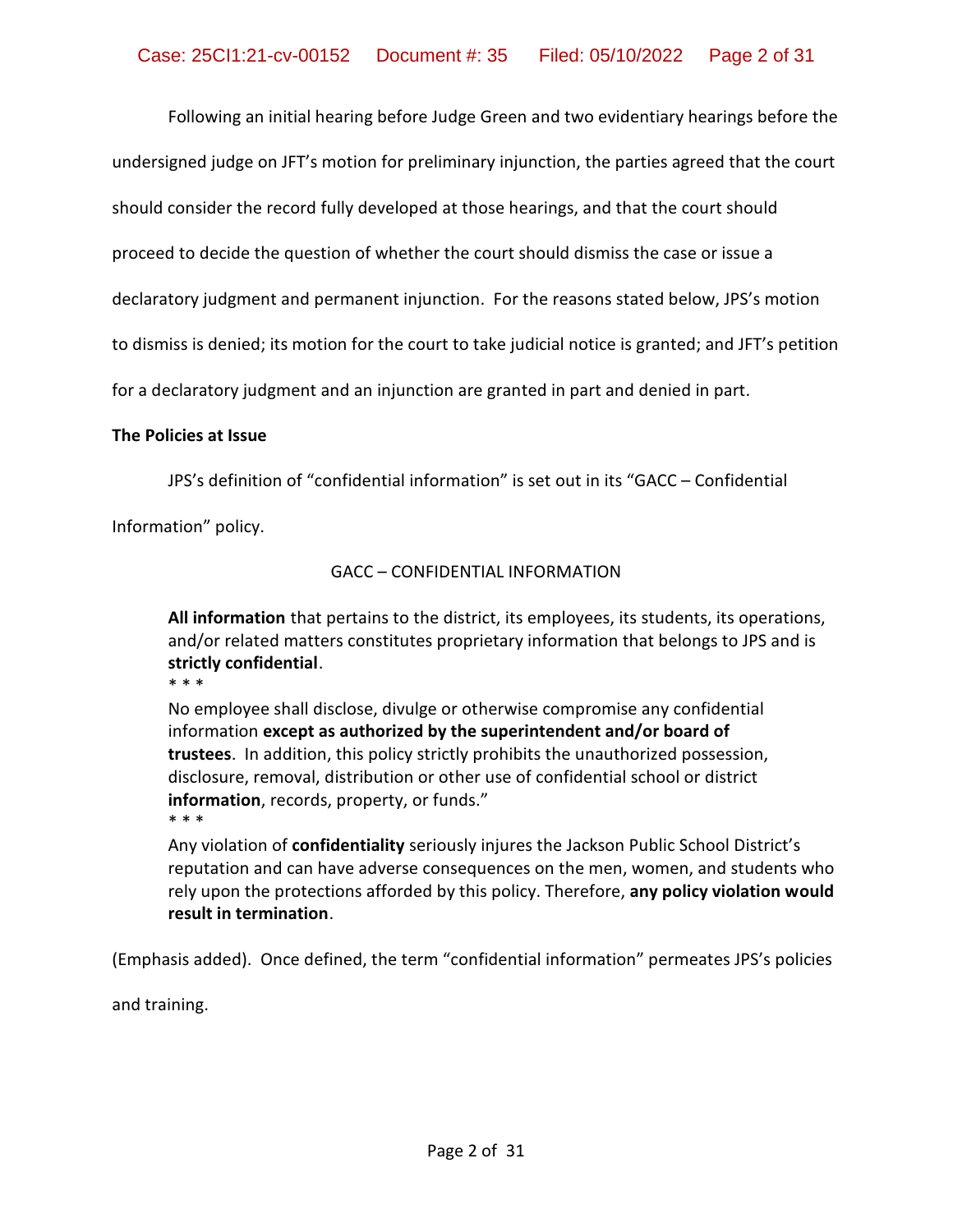Following an initial hearing before Judge Green and two evidentiary hearings before the undersigned judge on JFT's motion for preliminary injunction, the parties agreed that the court should consider the record fully developed at those hearings, and that the court should proceed to decide the question of whether the court should dismiss the case or issue a declaratory judgment and permanent injunction. For the reasons stated below, JPS's motion to dismiss is denied; its motion for the court to take judicial notice is granted; and JFT's petition for a declaratory judgment and an injunction are granted in part and denied in part.

**The Policies at Issue**

JPS's definition of "confidential information" is set out in its "GACC – Confidential Information" policy.

> GACC – CONFIDENTIAL INFORMATION
>
> **All information** that pertains to the district, its employees, its students, its operations, and/or related matters constitutes proprietary information that belongs to JPS and is **strictly confidential**.
>
> * * *
>
> No employee shall disclose, divulge or otherwise compromise any confidential information **except as authorized by the superintendent and/or board of trustees**. In addition, this policy strictly prohibits the unauthorized possession, disclosure, removal, distribution or other use of confidential school or district **information**, records, property, or funds."
>
> * * *
>
> Any violation of **confidentiality** seriously injures the Jackson Public School District's reputation and can have adverse consequences on the men, women, and students who rely upon the protections afforded by this policy. Therefore, **any policy violation would result in termination**.

(Emphasis added). Once defined, the term "confidential information" permeates JPS's policies and training.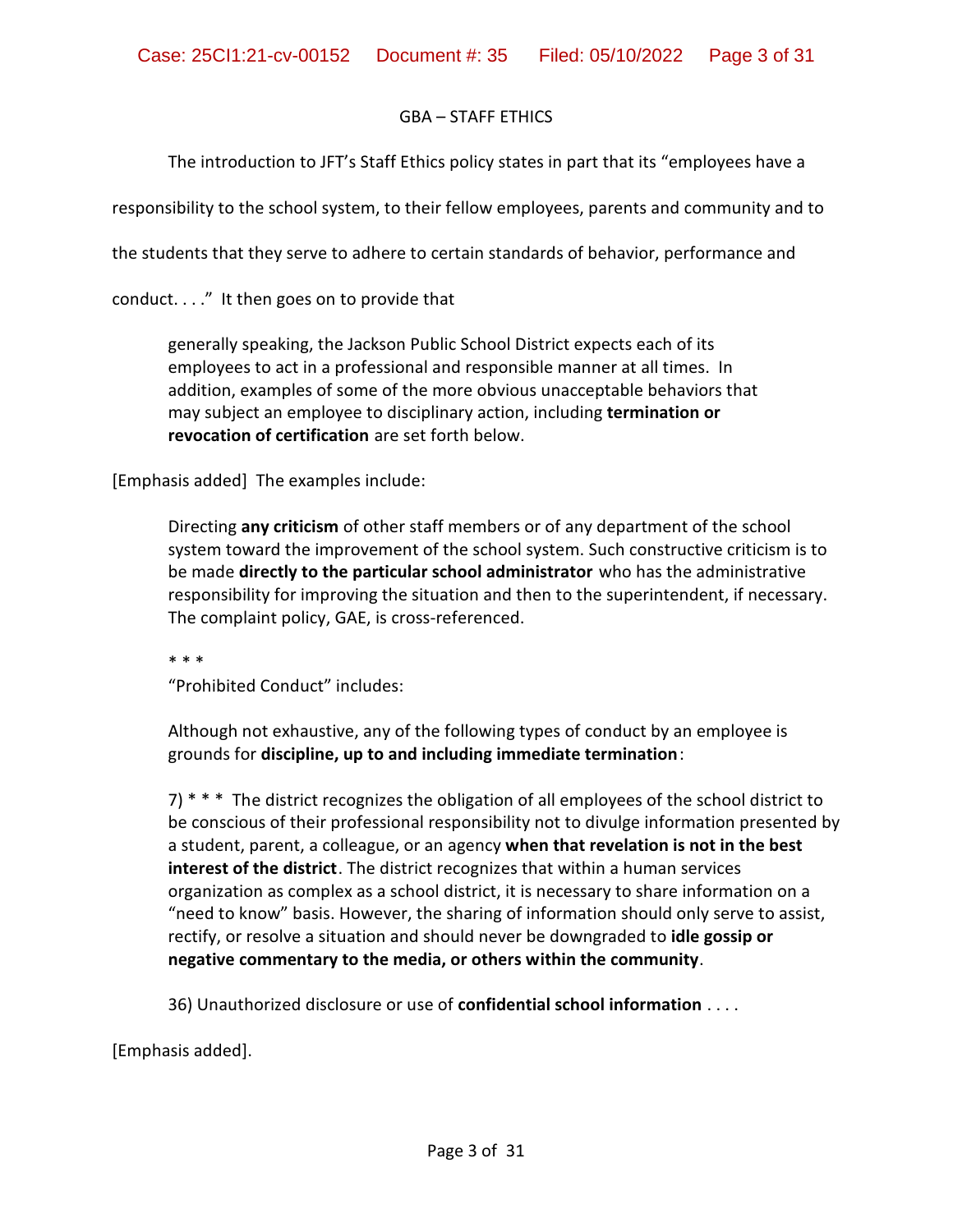GBA – STAFF ETHICS

The introduction to JFT's Staff Ethics policy states in part that its "employees have a responsibility to the school system, to their fellow employees, parents and community and to the students that they serve to adhere to certain standards of behavior, performance and conduct. . . ." It then goes on to provide that

> generally speaking, the Jackson Public School District expects each of its employees to act in a professional and responsible manner at all times. In addition, examples of some of the more obvious unacceptable behaviors that may subject an employee to disciplinary action, including **termination or revocation of certification** are set forth below.

[Emphasis added] The examples include:

> Directing **any criticism** of other staff members or of any department of the school system toward the improvement of the school system. Such constructive criticism is to be made **directly to the particular school administrator** who has the administrative responsibility for improving the situation and then to the superintendent, if necessary. The complaint policy, GAE, is cross-referenced.
>
> * * *
>
> "Prohibited Conduct" includes:
>
> Although not exhaustive, any of the following types of conduct by an employee is grounds for **discipline, up to and including immediate termination**:
>
> 7) * * * The district recognizes the obligation of all employees of the school district to be conscious of their professional responsibility not to divulge information presented by a student, parent, a colleague, or an agency **when that revelation is not in the best interest of the district**. The district recognizes that within a human services organization as complex as a school district, it is necessary to share information on a "need to know" basis. However, the sharing of information should only serve to assist, rectify, or resolve a situation and should never be downgraded to **idle gossip or negative commentary to the media, or others within the community**.
>
> 36) Unauthorized disclosure or use of **confidential school information** . . . .

[Emphasis added].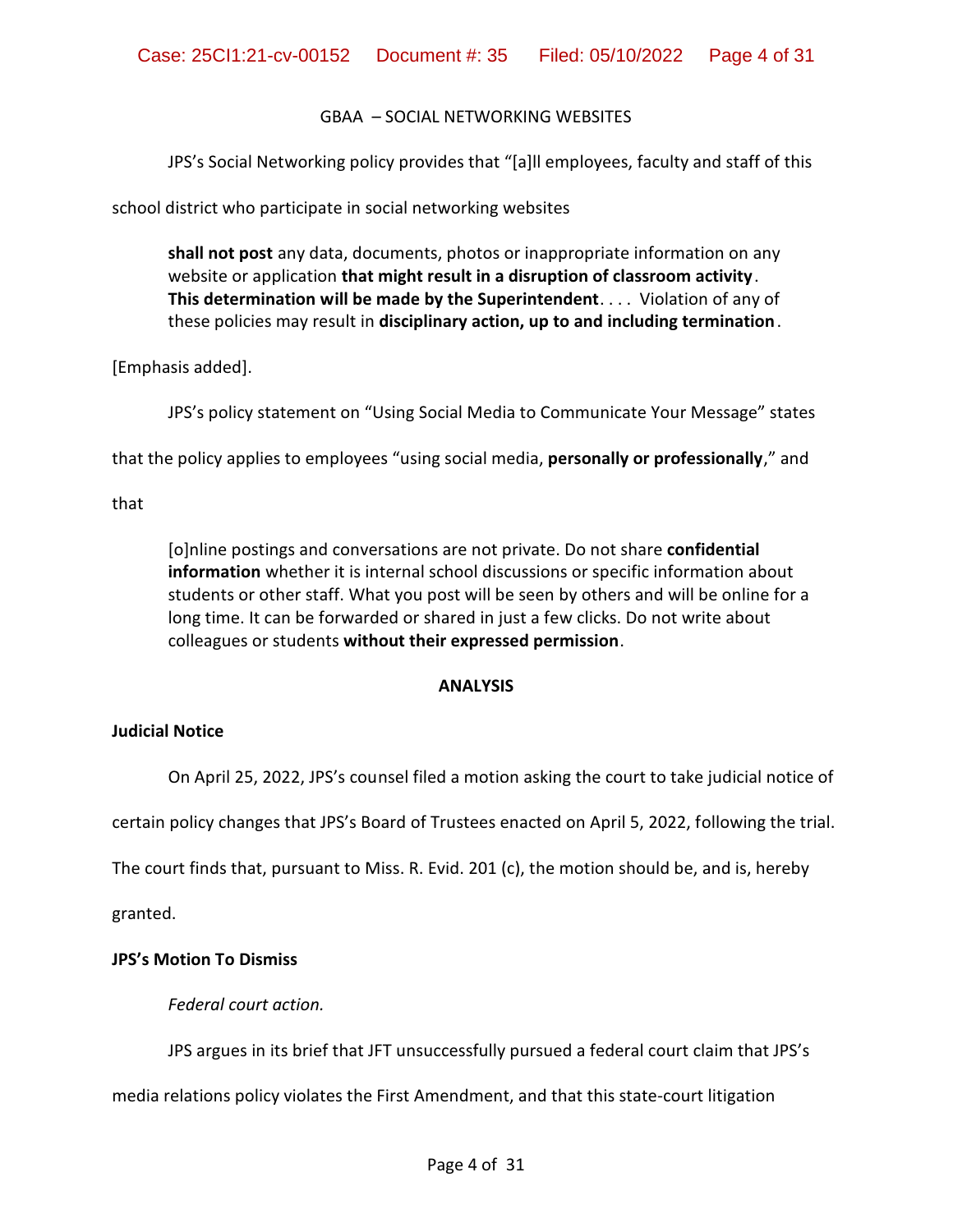GBAA – SOCIAL NETWORKING WEBSITES

JPS's Social Networking policy provides that "[a]ll employees, faculty and staff of this school district who participate in social networking websites

> **shall not post** any data, documents, photos or inappropriate information on any website or application **that might result in a disruption of classroom activity**. **This determination will be made by the Superintendent**. . . . Violation of any of these policies may result in **disciplinary action, up to and including termination**.

[Emphasis added].

JPS's policy statement on "Using Social Media to Communicate Your Message" states that the policy applies to employees "using social media, **personally or professionally**," and that

> [o]nline postings and conversations are not private. Do not share **confidential information** whether it is internal school discussions or specific information about students or other staff. What you post will be seen by others and will be online for a long time. It can be forwarded or shared in just a few clicks. Do not write about colleagues or students **without their expressed permission**.

## ANALYSIS

### Judicial Notice

On April 25, 2022, JPS's counsel filed a motion asking the court to take judicial notice of certain policy changes that JPS's Board of Trustees enacted on April 5, 2022, following the trial. The court finds that, pursuant to Miss. R. Evid. 201 (c), the motion should be, and is, hereby granted.

### JPS's Motion To Dismiss

*Federal court action.*

JPS argues in its brief that JFT unsuccessfully pursued a federal court claim that JPS's media relations policy violates the First Amendment, and that this state-court litigation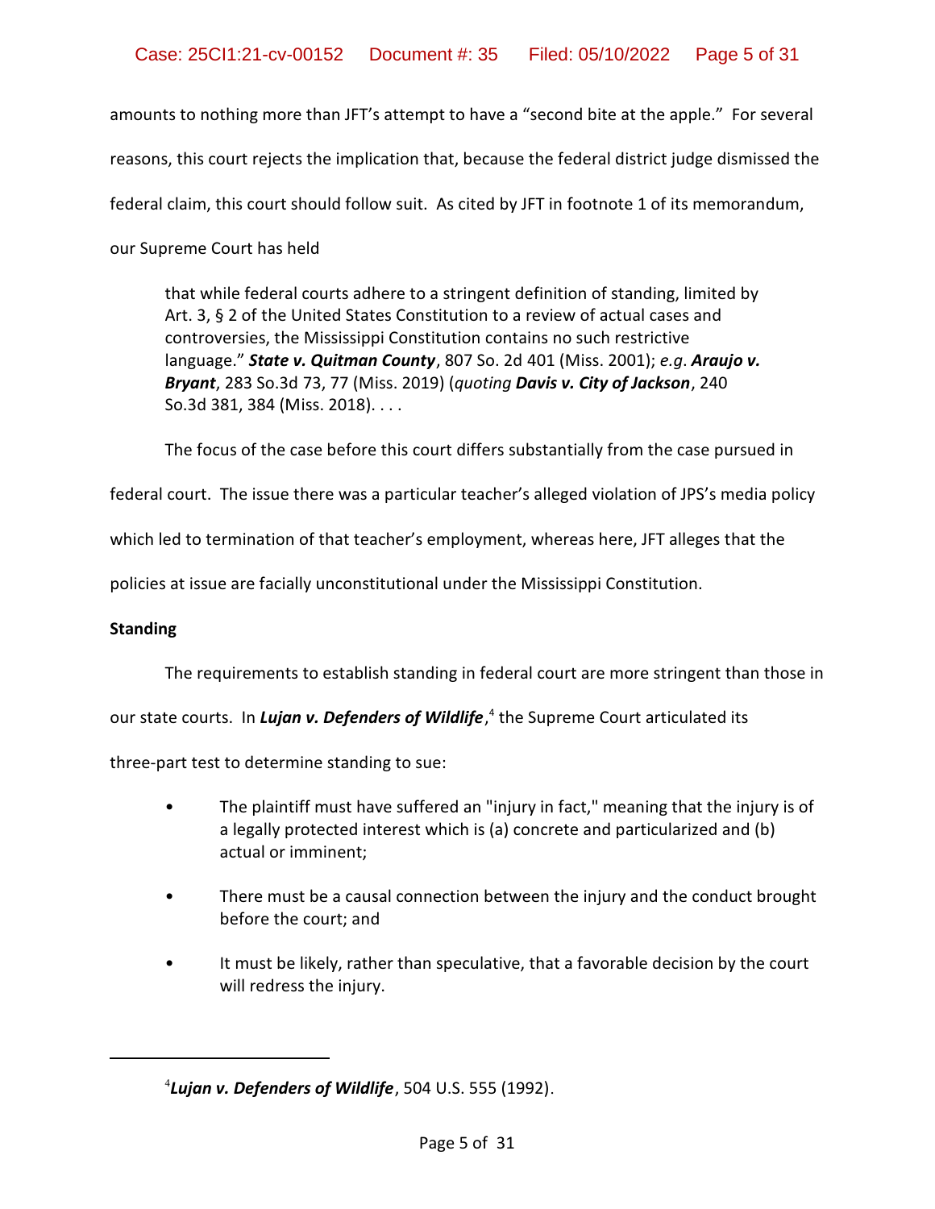amounts to nothing more than JFT's attempt to have a "second bite at the apple." For several reasons, this court rejects the implication that, because the federal district judge dismissed the federal claim, this court should follow suit. As cited by JFT in footnote 1 of its memorandum, our Supreme Court has held

> that while federal courts adhere to a stringent definition of standing, limited by Art. 3, § 2 of the United States Constitution to a review of actual cases and controversies, the Mississippi Constitution contains no such restrictive language." ***State v. Quitman County***, 807 So. 2d 401 (Miss. 2001); *e.g*. ***Araujo v. Bryant***, 283 So.3d 73, 77 (Miss. 2019) (*quoting* ***Davis v. City of Jackson***, 240 So.3d 381, 384 (Miss. 2018). . . .

The focus of the case before this court differs substantially from the case pursued in federal court. The issue there was a particular teacher's alleged violation of JPS's media policy which led to termination of that teacher's employment, whereas here, JFT alleges that the policies at issue are facially unconstitutional under the Mississippi Constitution.

**Standing**

The requirements to establish standing in federal court are more stringent than those in our state courts. In ***Lujan v. Defenders of Wildlife***,[4] the Supreme Court articulated its three-part test to determine standing to sue:

- The plaintiff must have suffered an "injury in fact," meaning that the injury is of a legally protected interest which is (a) concrete and particularized and (b) actual or imminent;
- There must be a causal connection between the injury and the conduct brought before the court; and
- It must be likely, rather than speculative, that a favorable decision by the court will redress the injury.

---

[4]***Lujan v. Defenders of Wildlife***, 504 U.S. 555 (1992).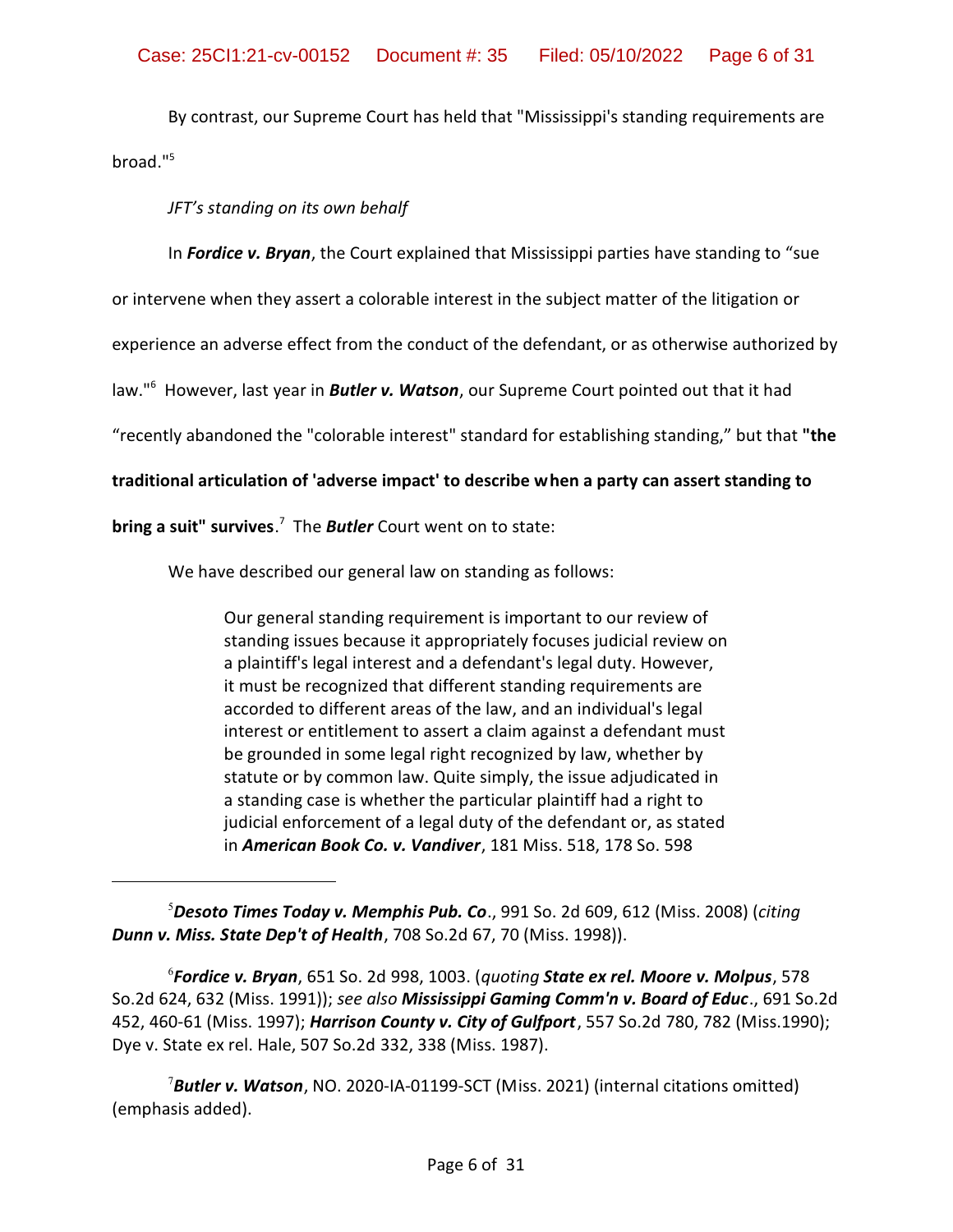By contrast, our Supreme Court has held that "Mississippi's standing requirements are broad."[5]

*JFT's standing on its own behalf*

In ***Fordice v. Bryan***, the Court explained that Mississippi parties have standing to "sue or intervene when they assert a colorable interest in the subject matter of the litigation or experience an adverse effect from the conduct of the defendant, or as otherwise authorized by law."[6] However, last year in ***Butler v. Watson***, our Supreme Court pointed out that it had "recently abandoned the "colorable interest" standard for establishing standing," but that **"the traditional articulation of 'adverse impact' to describe when a party can assert standing to bring a suit" survives**.[7] The ***Butler*** Court went on to state:

> We have described our general law on standing as follows:
>
> > Our general standing requirement is important to our review of standing issues because it appropriately focuses judicial review on a plaintiff's legal interest and a defendant's legal duty. However, it must be recognized that different standing requirements are accorded to different areas of the law, and an individual's legal interest or entitlement to assert a claim against a defendant must be grounded in some legal right recognized by law, whether by statute or by common law. Quite simply, the issue adjudicated in a standing case is whether the particular plaintiff had a right to judicial enforcement of a legal duty of the defendant or, as stated in ***American Book Co. v. Vandiver***, 181 Miss. 518, 178 So. 598

---

[5] ***Desoto Times Today v. Memphis Pub. Co***., 991 So. 2d 609, 612 (Miss. 2008) (*citing* ***Dunn v. Miss. State Dep't of Health***, 708 So.2d 67, 70 (Miss. 1998)).

[6] ***Fordice v. Bryan***, 651 So. 2d 998, 1003. (*quoting* ***State ex rel. Moore v. Molpus***, 578 So.2d 624, 632 (Miss. 1991)); *see also* ***Mississippi Gaming Comm'n v. Board of Educ***., 691 So.2d 452, 460-61 (Miss. 1997); ***Harrison County v. City of Gulfport***, 557 So.2d 780, 782 (Miss.1990); Dye v. State ex rel. Hale, 507 So.2d 332, 338 (Miss. 1987).

[7] ***Butler v. Watson***, NO. 2020-IA-01199-SCT (Miss. 2021) (internal citations omitted) (emphasis added).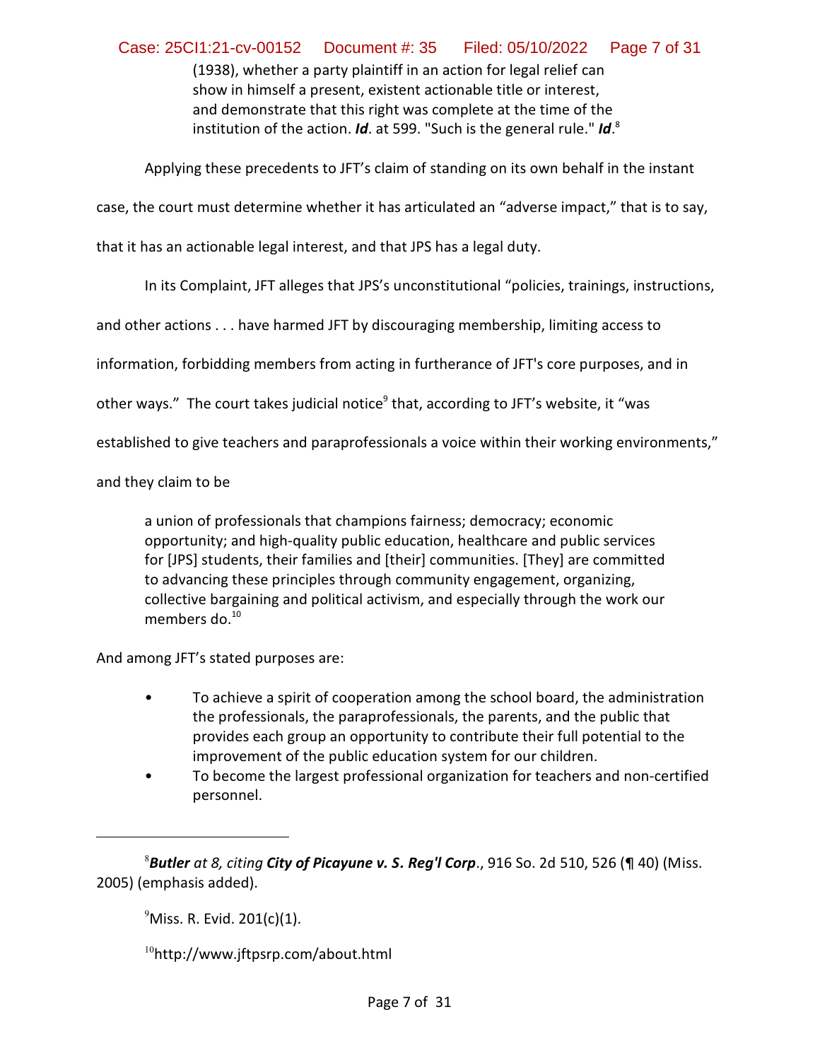(1938), whether a party plaintiff in an action for legal relief can show in himself a present, existent actionable title or interest, and demonstrate that this right was complete at the time of the institution of the action. ***Id***. at 599. "Such is the general rule." ***Id***.[8]

Applying these precedents to JFT's claim of standing on its own behalf in the instant case, the court must determine whether it has articulated an "adverse impact," that is to say, that it has an actionable legal interest, and that JPS has a legal duty.

In its Complaint, JFT alleges that JPS's unconstitutional "policies, trainings, instructions, and other actions . . . have harmed JFT by discouraging membership, limiting access to information, forbidding members from acting in furtherance of JFT's core purposes, and in other ways." The court takes judicial notice[9] that, according to JFT's website, it "was established to give teachers and paraprofessionals a voice within their working environments," and they claim to be

> a union of professionals that champions fairness; democracy; economic opportunity; and high-quality public education, healthcare and public services for [JPS] students, their families and [their] communities. [They] are committed to advancing these principles through community engagement, organizing, collective bargaining and political activism, and especially through the work our members do.[10]

And among JFT's stated purposes are:

- To achieve a spirit of cooperation among the school board, the administration the professionals, the paraprofessionals, the parents, and the public that provides each group an opportunity to contribute their full potential to the improvement of the public education system for our children.
- To become the largest professional organization for teachers and non-certified personnel.

---

[8] ***Butler*** *at 8, citing* ***City of Picayune v. S. Reg'l Corp***., 916 So. 2d 510, 526 (¶ 40) (Miss. 2005) (emphasis added).

[9] Miss. R. Evid. 201(c)(1).

[10] http://www.jftpsrp.com/about.html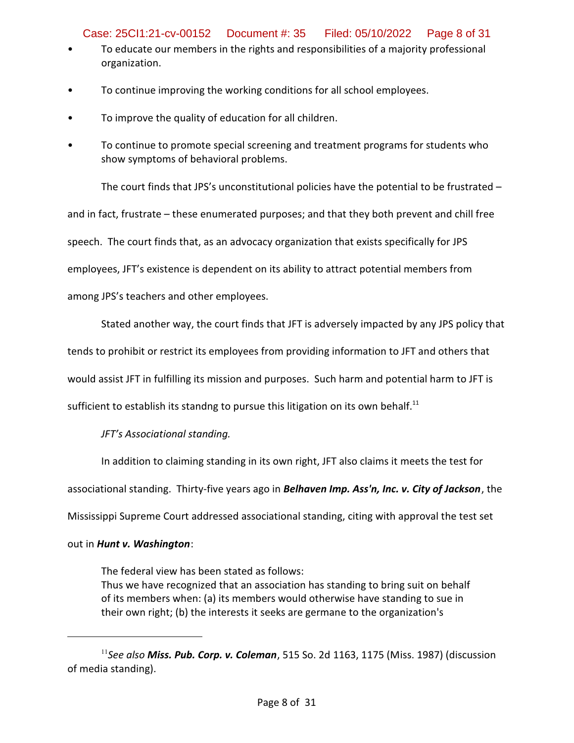- To educate our members in the rights and responsibilities of a majority professional organization.
- To continue improving the working conditions for all school employees.
- To improve the quality of education for all children.
- To continue to promote special screening and treatment programs for students who show symptoms of behavioral problems.

The court finds that JPS's unconstitutional policies have the potential to be frustrated – and in fact, frustrate – these enumerated purposes; and that they both prevent and chill free speech. The court finds that, as an advocacy organization that exists specifically for JPS employees, JFT's existence is dependent on its ability to attract potential members from among JPS's teachers and other employees.

Stated another way, the court finds that JFT is adversely impacted by any JPS policy that tends to prohibit or restrict its employees from providing information to JFT and others that would assist JFT in fulfilling its mission and purposes. Such harm and potential harm to JFT is sufficient to establish its standng to pursue this litigation on its own behalf.[11]

*JFT's Associational standing.*

In addition to claiming standing in its own right, JFT also claims it meets the test for associational standing. Thirty-five years ago in ***Belhaven Imp. Ass'n, Inc. v. City of Jackson***, the Mississippi Supreme Court addressed associational standing, citing with approval the test set out in ***Hunt v. Washington***:

> The federal view has been stated as follows:
> Thus we have recognized that an association has standing to bring suit on behalf of its members when: (a) its members would otherwise have standing to sue in their own right; (b) the interests it seeks are germane to the organization's

---

[11] *See also* ***Miss. Pub. Corp. v. Coleman***, 515 So. 2d 1163, 1175 (Miss. 1987) (discussion of media standing).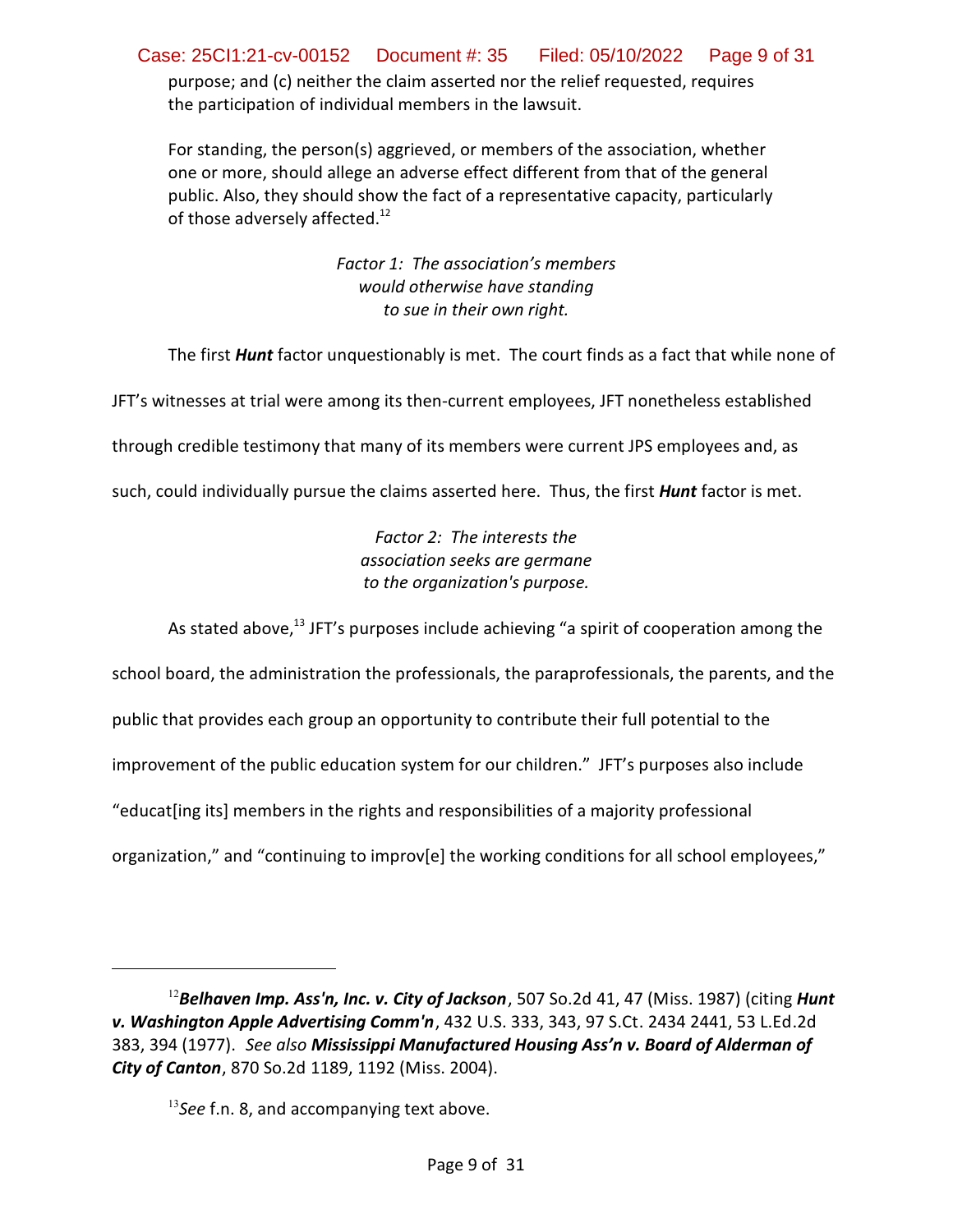purpose; and (c) neither the claim asserted nor the relief requested, requires the participation of individual members in the lawsuit.

For standing, the person(s) aggrieved, or members of the association, whether one or more, should allege an adverse effect different from that of the general public. Also, they should show the fact of a representative capacity, particularly of those adversely affected.[12]

*Factor 1: The association's members would otherwise have standing to sue in their own right.*

The first ***Hunt*** factor unquestionably is met. The court finds as a fact that while none of JFT's witnesses at trial were among its then-current employees, JFT nonetheless established through credible testimony that many of its members were current JPS employees and, as such, could individually pursue the claims asserted here. Thus, the first ***Hunt*** factor is met.

*Factor 2: The interests the association seeks are germane to the organization's purpose.*

As stated above,[13] JFT's purposes include achieving "a spirit of cooperation among the school board, the administration the professionals, the paraprofessionals, the parents, and the public that provides each group an opportunity to contribute their full potential to the improvement of the public education system for our children." JFT's purposes also include "educat[ing its] members in the rights and responsibilities of a majority professional organization," and "continuing to improv[e] the working conditions for all school employees,"

---

[12]***Belhaven Imp. Ass'n, Inc. v. City of Jackson***, 507 So.2d 41, 47 (Miss. 1987) (citing ***Hunt v. Washington Apple Advertising Comm'n***, 432 U.S. 333, 343, 97 S.Ct. 2434 2441, 53 L.Ed.2d 383, 394 (1977). *See also* ***Mississippi Manufactured Housing Ass'n v. Board of Alderman of City of Canton***, 870 So.2d 1189, 1192 (Miss. 2004).

[13]*See* f.n. 8, and accompanying text above.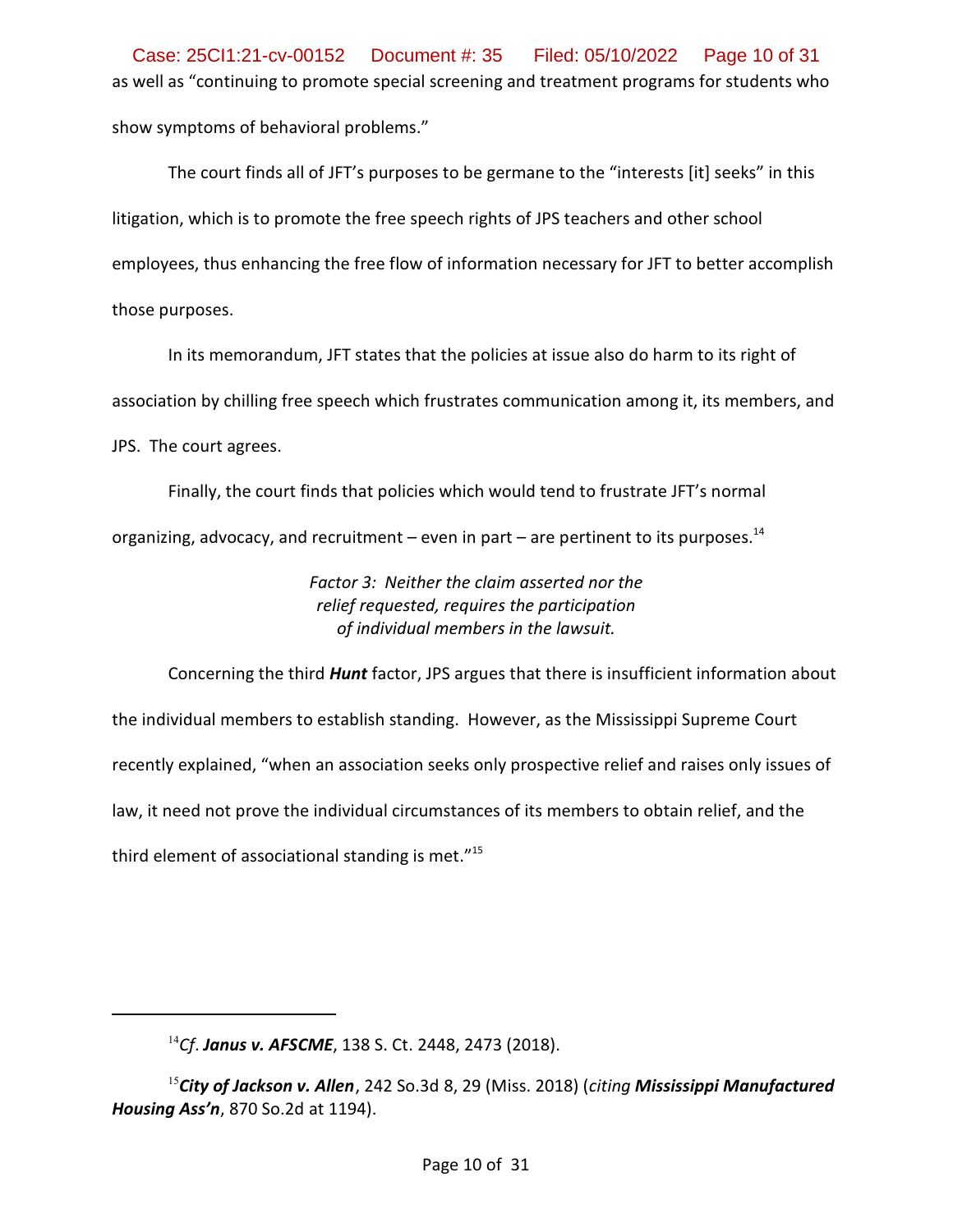as well as "continuing to promote special screening and treatment programs for students who show symptoms of behavioral problems."

The court finds all of JFT's purposes to be germane to the "interests [it] seeks" in this litigation, which is to promote the free speech rights of JPS teachers and other school employees, thus enhancing the free flow of information necessary for JFT to better accomplish those purposes.

In its memorandum, JFT states that the policies at issue also do harm to its right of association by chilling free speech which frustrates communication among it, its members, and JPS. The court agrees.

Finally, the court finds that policies which would tend to frustrate JFT's normal organizing, advocacy, and recruitment – even in part – are pertinent to its purposes.[14]

*Factor 3: Neither the claim asserted nor the relief requested, requires the participation of individual members in the lawsuit.*

Concerning the third ***Hunt*** factor, JPS argues that there is insufficient information about the individual members to establish standing. However, as the Mississippi Supreme Court recently explained, "when an association seeks only prospective relief and raises only issues of law, it need not prove the individual circumstances of its members to obtain relief, and the third element of associational standing is met."[15]

---

[14] *Cf.* ***Janus v. AFSCME***, 138 S. Ct. 2448, 2473 (2018).

[15] ***City of Jackson v. Allen***, 242 So.3d 8, 29 (Miss. 2018) (*citing* ***Mississippi Manufactured Housing Ass'n***, 870 So.2d at 1194).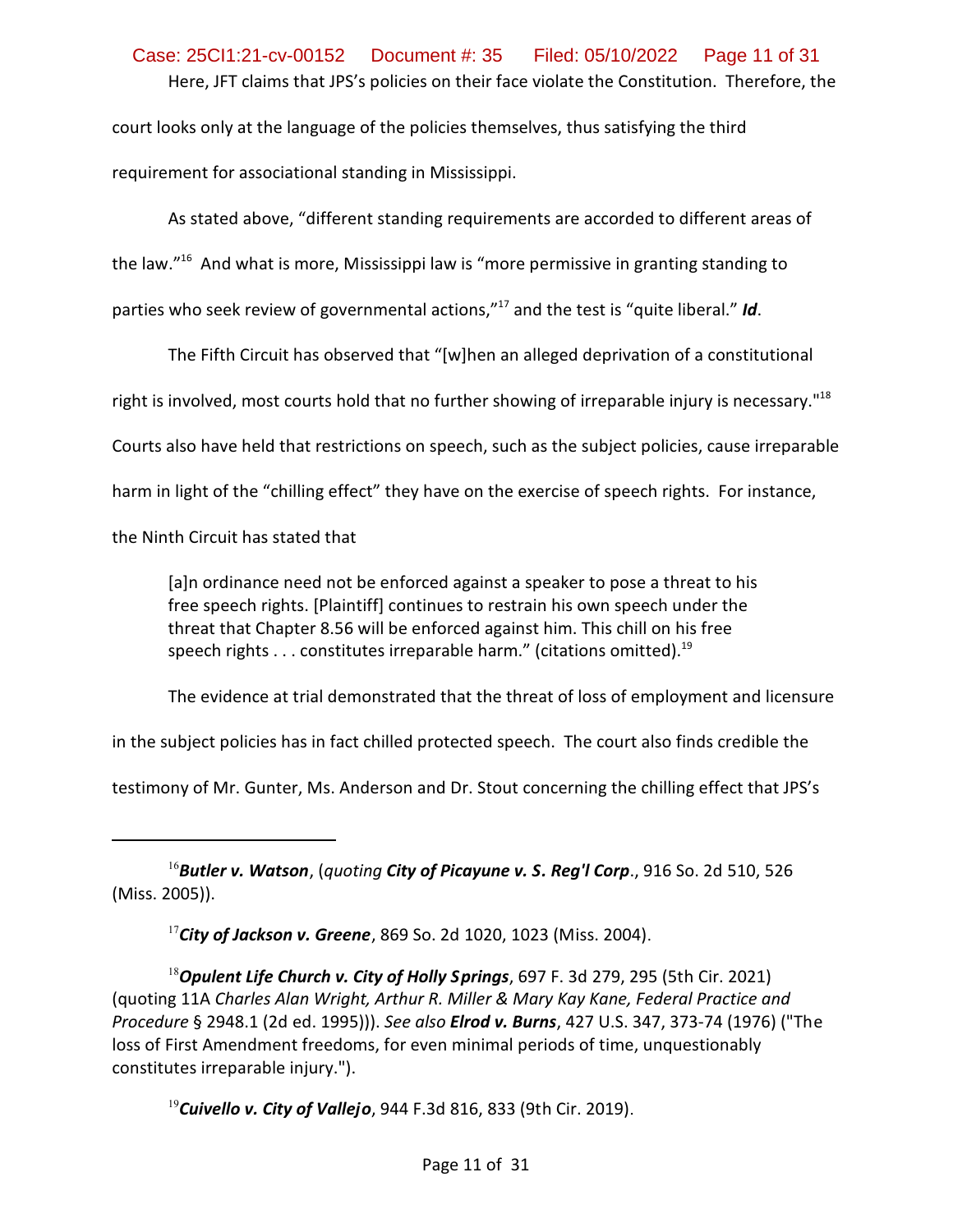Here, JFT claims that JPS's policies on their face violate the Constitution. Therefore, the court looks only at the language of the policies themselves, thus satisfying the third requirement for associational standing in Mississippi.

As stated above, "different standing requirements are accorded to different areas of the law."[16] And what is more, Mississippi law is "more permissive in granting standing to parties who seek review of governmental actions,"[17] and the test is "quite liberal." ***Id***.

The Fifth Circuit has observed that "[w]hen an alleged deprivation of a constitutional right is involved, most courts hold that no further showing of irreparable injury is necessary."[18] Courts also have held that restrictions on speech, such as the subject policies, cause irreparable harm in light of the "chilling effect" they have on the exercise of speech rights. For instance, the Ninth Circuit has stated that

> [a]n ordinance need not be enforced against a speaker to pose a threat to his free speech rights. [Plaintiff] continues to restrain his own speech under the threat that Chapter 8.56 will be enforced against him. This chill on his free speech rights . . . constitutes irreparable harm." (citations omitted).[19]

The evidence at trial demonstrated that the threat of loss of employment and licensure in the subject policies has in fact chilled protected speech. The court also finds credible the testimony of Mr. Gunter, Ms. Anderson and Dr. Stout concerning the chilling effect that JPS's

---

[16] ***Butler v. Watson***, (*quoting* ***City of Picayune v. S. Reg'l Corp***., 916 So. 2d 510, 526 (Miss. 2005)).

[17] ***City of Jackson v. Greene***, 869 So. 2d 1020, 1023 (Miss. 2004).

[18] ***Opulent Life Church v. City of Holly Springs***, 697 F. 3d 279, 295 (5th Cir. 2021) (quoting 11A *Charles Alan Wright, Arthur R. Miller & Mary Kay Kane, Federal Practice and Procedure* § 2948.1 (2d ed. 1995))). *See also* ***Elrod v. Burns***, 427 U.S. 347, 373-74 (1976) ("The loss of First Amendment freedoms, for even minimal periods of time, unquestionably constitutes irreparable injury.").

[19] ***Cuivello v. City of Vallejo***, 944 F.3d 816, 833 (9th Cir. 2019).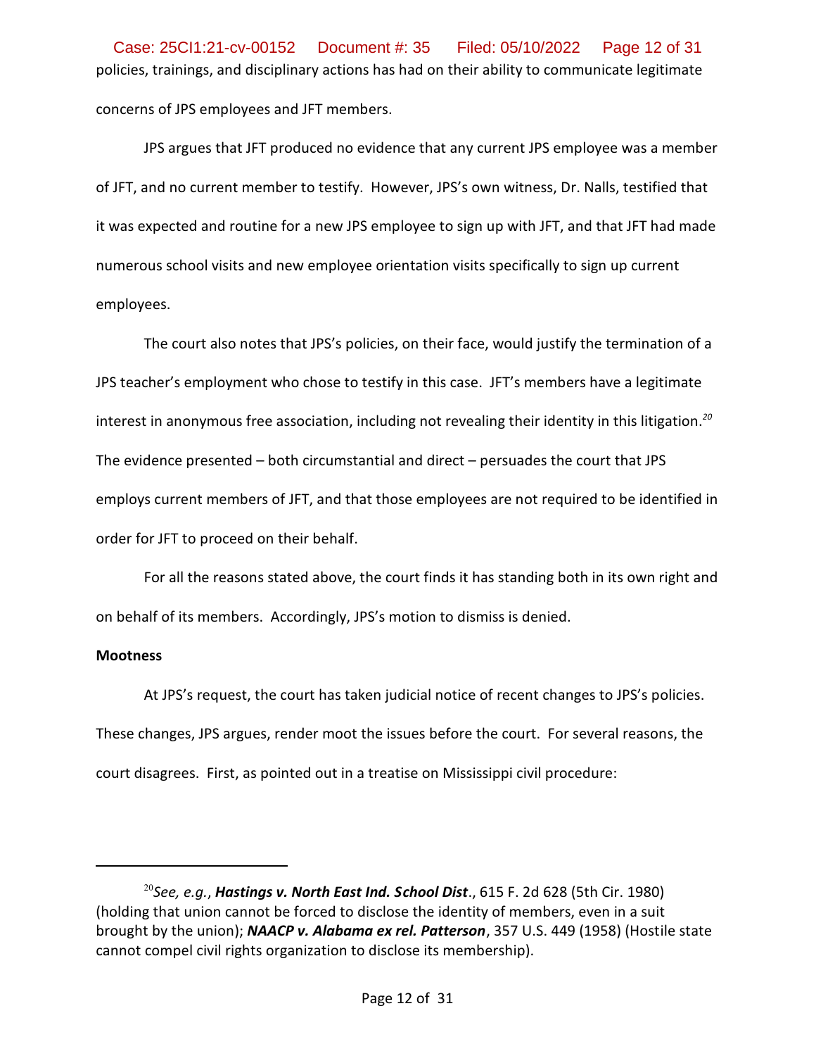policies, trainings, and disciplinary actions has had on their ability to communicate legitimate concerns of JPS employees and JFT members.

JPS argues that JFT produced no evidence that any current JPS employee was a member of JFT, and no current member to testify. However, JPS's own witness, Dr. Nalls, testified that it was expected and routine for a new JPS employee to sign up with JFT, and that JFT had made numerous school visits and new employee orientation visits specifically to sign up current employees.

The court also notes that JPS's policies, on their face, would justify the termination of a JPS teacher's employment who chose to testify in this case. JFT's members have a legitimate interest in anonymous free association, including not revealing their identity in this litigation.[20] The evidence presented – both circumstantial and direct – persuades the court that JPS employs current members of JFT, and that those employees are not required to be identified in order for JFT to proceed on their behalf.

For all the reasons stated above, the court finds it has standing both in its own right and on behalf of its members. Accordingly, JPS's motion to dismiss is denied.

**Mootness**

At JPS's request, the court has taken judicial notice of recent changes to JPS's policies. These changes, JPS argues, render moot the issues before the court. For several reasons, the court disagrees. First, as pointed out in a treatise on Mississippi civil procedure:

---

[20] *See, e.g.*, ***Hastings v. North East Ind. School Dist***., 615 F. 2d 628 (5th Cir. 1980) (holding that union cannot be forced to disclose the identity of members, even in a suit brought by the union); ***NAACP v. Alabama ex rel. Patterson***, 357 U.S. 449 (1958) (Hostile state cannot compel civil rights organization to disclose its membership).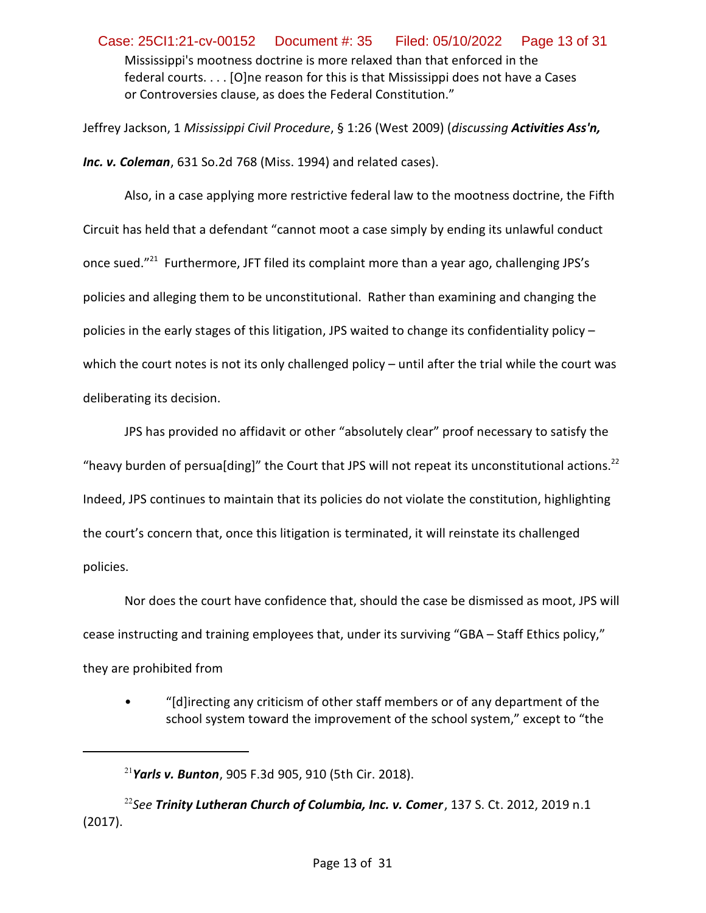> Mississippi's mootness doctrine is more relaxed than that enforced in the federal courts. . . . [O]ne reason for this is that Mississippi does not have a Cases or Controversies clause, as does the Federal Constitution."

Jeffrey Jackson, 1 *Mississippi Civil Procedure*, § 1:26 (West 2009) (*discussing* ***Activities Ass'n, Inc. v. Coleman***, 631 So.2d 768 (Miss. 1994) and related cases).

Also, in a case applying more restrictive federal law to the mootness doctrine, the Fifth Circuit has held that a defendant "cannot moot a case simply by ending its unlawful conduct once sued."[21] Furthermore, JFT filed its complaint more than a year ago, challenging JPS's policies and alleging them to be unconstitutional. Rather than examining and changing the policies in the early stages of this litigation, JPS waited to change its confidentiality policy – which the court notes is not its only challenged policy – until after the trial while the court was deliberating its decision.

JPS has provided no affidavit or other "absolutely clear" proof necessary to satisfy the "heavy burden of persua[ding]" the Court that JPS will not repeat its unconstitutional actions.[22] Indeed, JPS continues to maintain that its policies do not violate the constitution, highlighting the court's concern that, once this litigation is terminated, it will reinstate its challenged policies.

Nor does the court have confidence that, should the case be dismissed as moot, JPS will cease instructing and training employees that, under its surviving "GBA – Staff Ethics policy," they are prohibited from

- "[d]irecting any criticism of other staff members or of any department of the school system toward the improvement of the school system," except to "the

---

[21] ***Yarls v. Bunton***, 905 F.3d 905, 910 (5th Cir. 2018).

[22] *See* ***Trinity Lutheran Church of Columbia, Inc. v. Comer***, 137 S. Ct. 2012, 2019 n.1 (2017).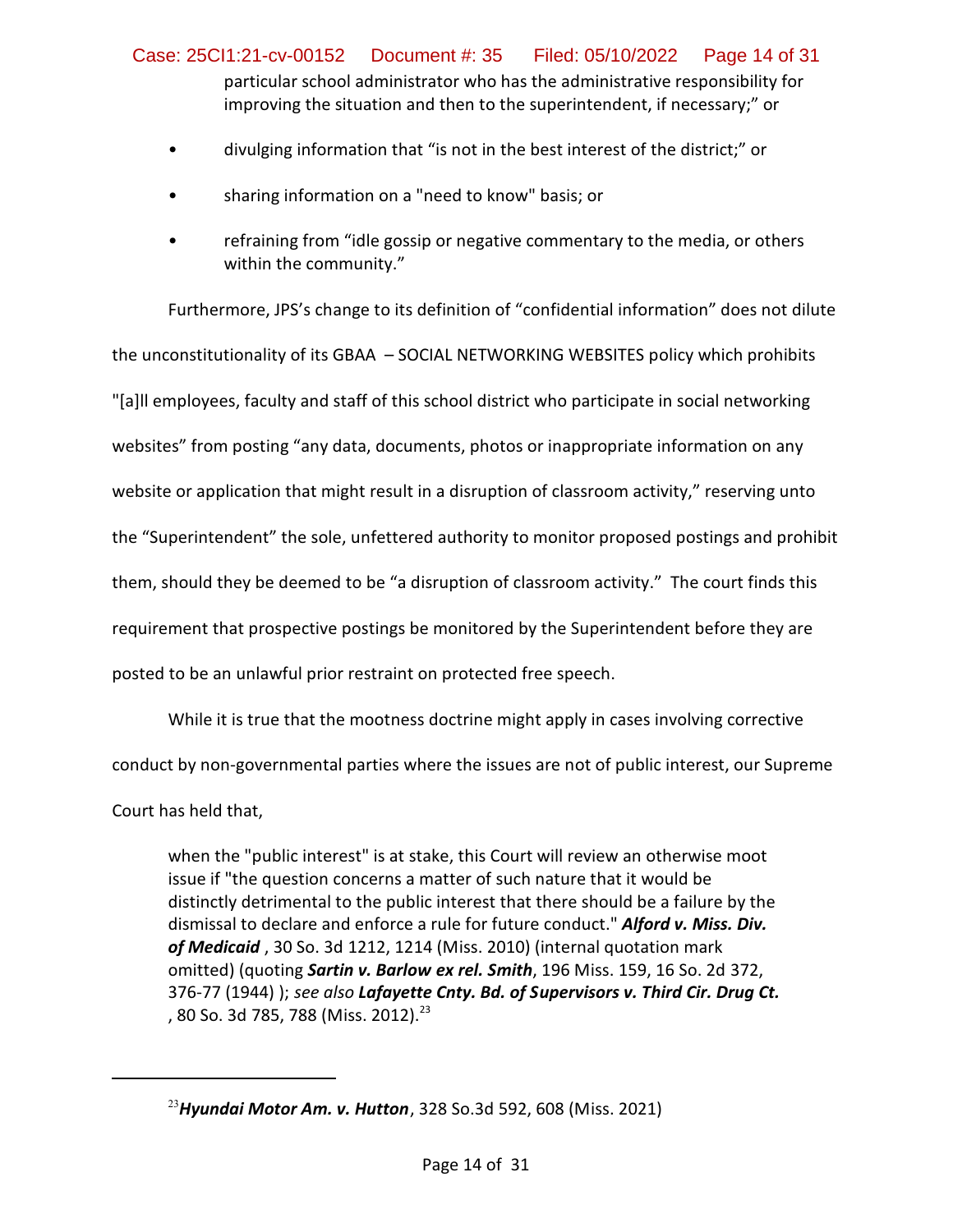particular school administrator who has the administrative responsibility for improving the situation and then to the superintendent, if necessary;" or

- divulging information that "is not in the best interest of the district;" or
- sharing information on a "need to know" basis; or
- refraining from "idle gossip or negative commentary to the media, or others within the community."

Furthermore, JPS's change to its definition of "confidential information" does not dilute the unconstitutionality of its GBAA – SOCIAL NETWORKING WEBSITES policy which prohibits "[a]ll employees, faculty and staff of this school district who participate in social networking websites" from posting "any data, documents, photos or inappropriate information on any website or application that might result in a disruption of classroom activity," reserving unto the "Superintendent" the sole, unfettered authority to monitor proposed postings and prohibit them, should they be deemed to be "a disruption of classroom activity." The court finds this requirement that prospective postings be monitored by the Superintendent before they are posted to be an unlawful prior restraint on protected free speech.

While it is true that the mootness doctrine might apply in cases involving corrective conduct by non-governmental parties where the issues are not of public interest, our Supreme Court has held that,

> when the "public interest" is at stake, this Court will review an otherwise moot issue if "the question concerns a matter of such nature that it would be distinctly detrimental to the public interest that there should be a failure by the dismissal to declare and enforce a rule for future conduct." ***Alford v. Miss. Div. of Medicaid*** , 30 So. 3d 1212, 1214 (Miss. 2010) (internal quotation mark omitted) (quoting ***Sartin v. Barlow ex rel. Smith***, 196 Miss. 159, 16 So. 2d 372, 376-77 (1944) ); *see also* ***Lafayette Cnty. Bd. of Supervisors v. Third Cir. Drug Ct.*** , 80 So. 3d 785, 788 (Miss. 2012).[23]

[23] ***Hyundai Motor Am. v. Hutton***, 328 So.3d 592, 608 (Miss. 2021)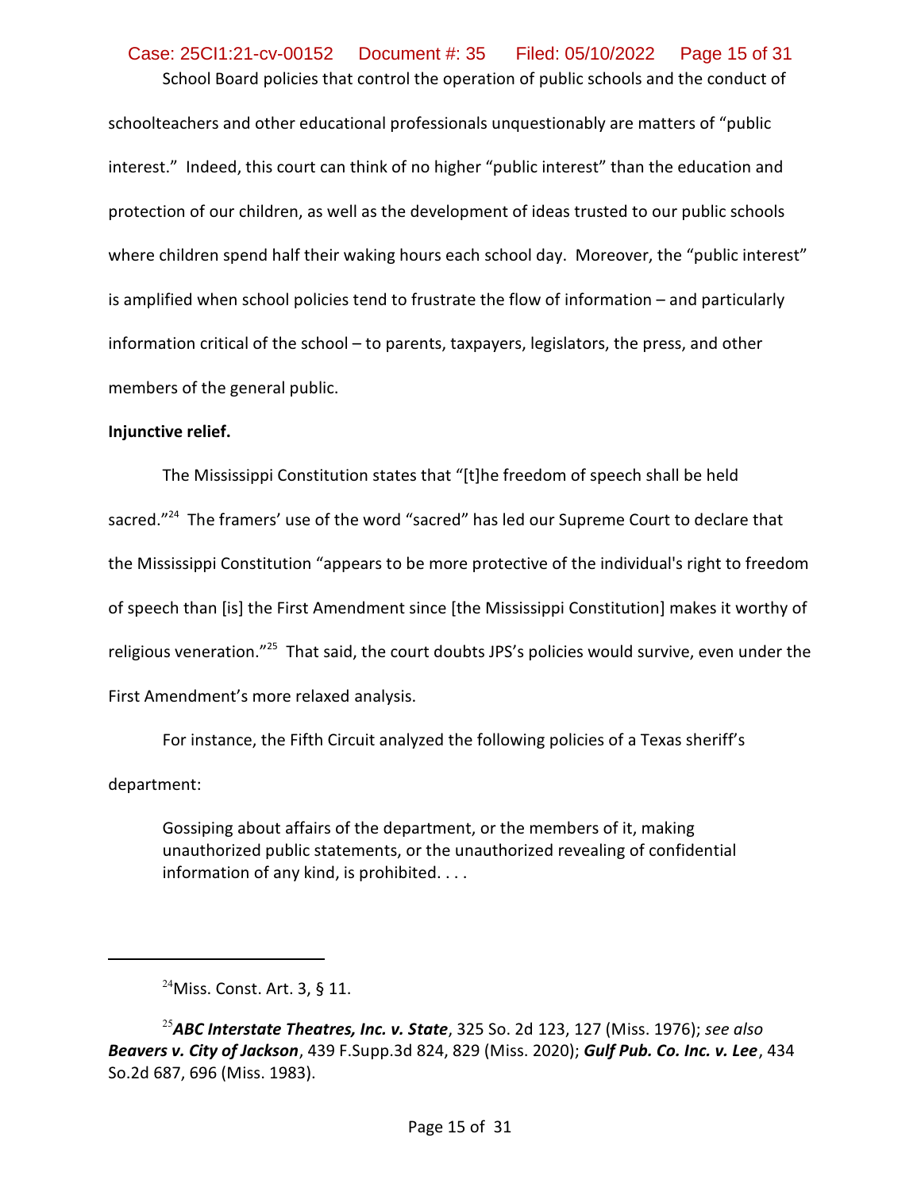School Board policies that control the operation of public schools and the conduct of schoolteachers and other educational professionals unquestionably are matters of "public interest." Indeed, this court can think of no higher "public interest" than the education and protection of our children, as well as the development of ideas trusted to our public schools where children spend half their waking hours each school day. Moreover, the "public interest" is amplified when school policies tend to frustrate the flow of information – and particularly information critical of the school – to parents, taxpayers, legislators, the press, and other members of the general public.

**Injunctive relief.**

The Mississippi Constitution states that "[t]he freedom of speech shall be held sacred."[24] The framers' use of the word "sacred" has led our Supreme Court to declare that the Mississippi Constitution "appears to be more protective of the individual's right to freedom of speech than [is] the First Amendment since [the Mississippi Constitution] makes it worthy of religious veneration."[25] That said, the court doubts JPS's policies would survive, even under the First Amendment's more relaxed analysis.

For instance, the Fifth Circuit analyzed the following policies of a Texas sheriff's department:

> Gossiping about affairs of the department, or the members of it, making unauthorized public statements, or the unauthorized revealing of confidential information of any kind, is prohibited. . . .

---

[24]Miss. Const. Art. 3, § 11.

[25]***ABC Interstate Theatres, Inc. v. State***, 325 So. 2d 123, 127 (Miss. 1976); *see also* ***Beavers v. City of Jackson***, 439 F.Supp.3d 824, 829 (Miss. 2020); ***Gulf Pub. Co. Inc. v. Lee***, 434 So.2d 687, 696 (Miss. 1983).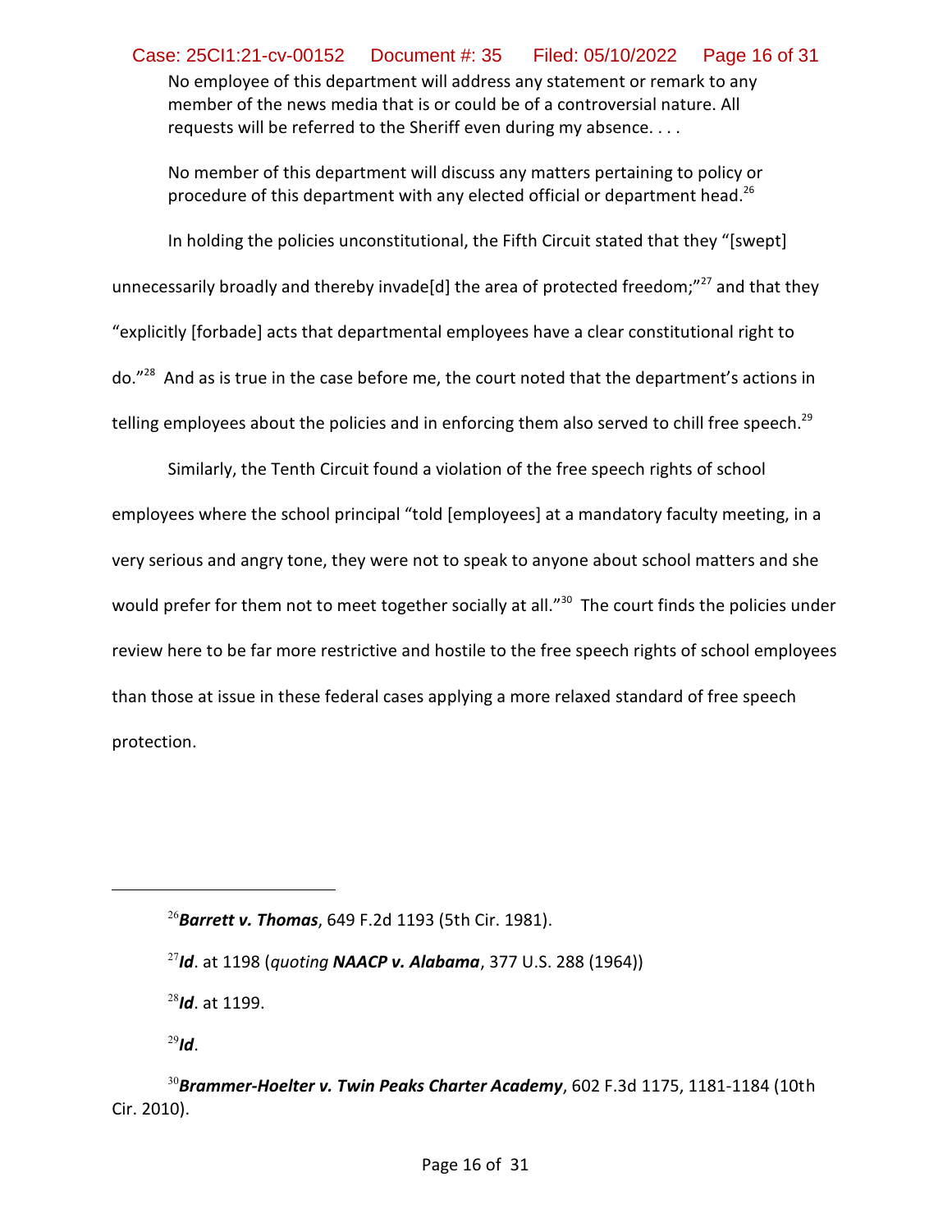> No employee of this department will address any statement or remark to any member of the news media that is or could be of a controversial nature. All requests will be referred to the Sheriff even during my absence. . . .
>
> No member of this department will discuss any matters pertaining to policy or procedure of this department with any elected official or department head.[26]

In holding the policies unconstitutional, the Fifth Circuit stated that they "[swept] unnecessarily broadly and thereby invade[d] the area of protected freedom;"[27] and that they "explicitly [forbade] acts that departmental employees have a clear constitutional right to do."[28] And as is true in the case before me, the court noted that the department's actions in telling employees about the policies and in enforcing them also served to chill free speech.[29]

Similarly, the Tenth Circuit found a violation of the free speech rights of school employees where the school principal "told [employees] at a mandatory faculty meeting, in a very serious and angry tone, they were not to speak to anyone about school matters and she would prefer for them not to meet together socially at all."[30] The court finds the policies under review here to be far more restrictive and hostile to the free speech rights of school employees than those at issue in these federal cases applying a more relaxed standard of free speech protection.

---

[26] ***Barrett v. Thomas***, 649 F.2d 1193 (5th Cir. 1981).

[27] ***Id***. at 1198 (*quoting* ***NAACP v. Alabama***, 377 U.S. 288 (1964))

[28] ***Id***. at 1199.

[29] ***Id***.

[30] ***Brammer-Hoelter v. Twin Peaks Charter Academy***, 602 F.3d 1175, 1181-1184 (10th Cir. 2010).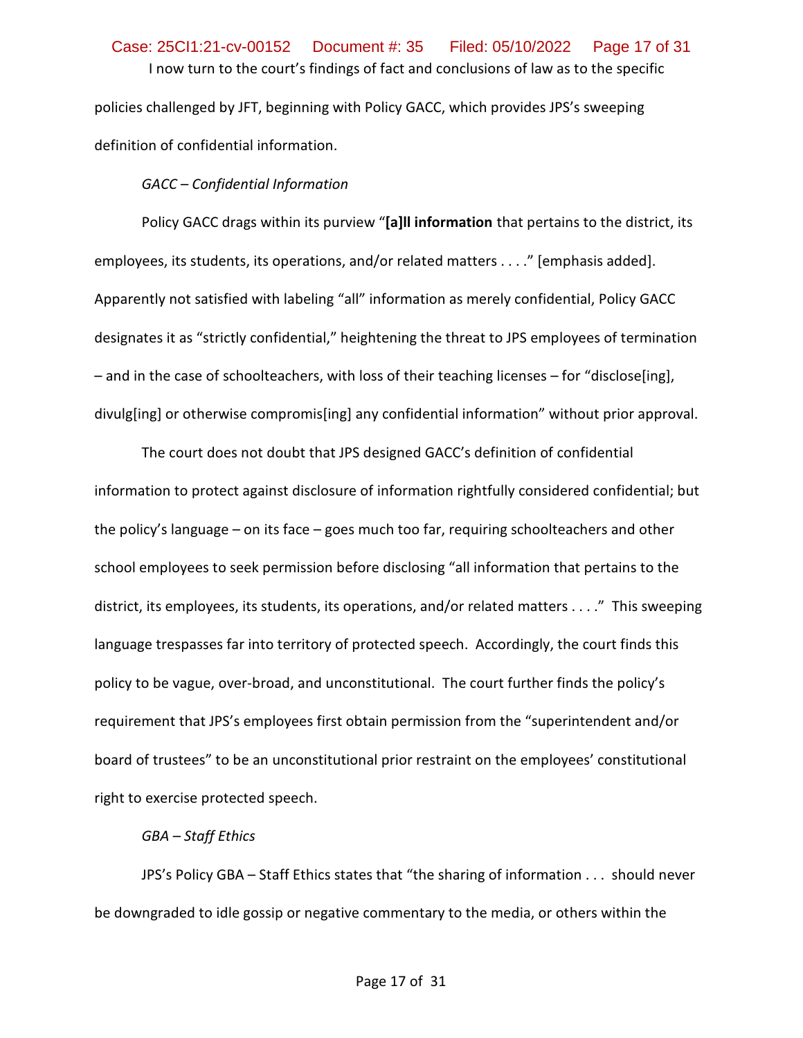I now turn to the court's findings of fact and conclusions of law as to the specific policies challenged by JFT, beginning with Policy GACC, which provides JPS's sweeping definition of confidential information.

*GACC – Confidential Information*

Policy GACC drags within its purview "**[a]ll information** that pertains to the district, its employees, its students, its operations, and/or related matters . . . ." [emphasis added]. Apparently not satisfied with labeling "all" information as merely confidential, Policy GACC designates it as "strictly confidential," heightening the threat to JPS employees of termination – and in the case of schoolteachers, with loss of their teaching licenses – for "disclose[ing], divulg[ing] or otherwise compromis[ing] any confidential information" without prior approval.

The court does not doubt that JPS designed GACC's definition of confidential information to protect against disclosure of information rightfully considered confidential; but the policy's language – on its face – goes much too far, requiring schoolteachers and other school employees to seek permission before disclosing "all information that pertains to the district, its employees, its students, its operations, and/or related matters . . . ." This sweeping language trespasses far into territory of protected speech. Accordingly, the court finds this policy to be vague, over-broad, and unconstitutional. The court further finds the policy's requirement that JPS's employees first obtain permission from the "superintendent and/or board of trustees" to be an unconstitutional prior restraint on the employees' constitutional right to exercise protected speech.

*GBA – Staff Ethics*

JPS's Policy GBA – Staff Ethics states that "the sharing of information . . . should never be downgraded to idle gossip or negative commentary to the media, or others within the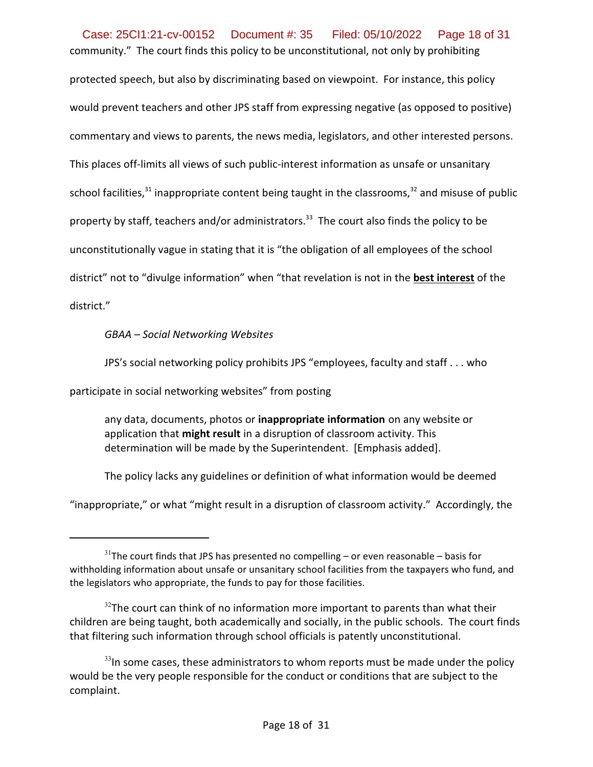community." The court finds this policy to be unconstitutional, not only by prohibiting protected speech, but also by discriminating based on viewpoint. For instance, this policy would prevent teachers and other JPS staff from expressing negative (as opposed to positive) commentary and views to parents, the news media, legislators, and other interested persons. This places off-limits all views of such public-interest information as unsafe or unsanitary school facilities,[31] inappropriate content being taught in the classrooms,[32] and misuse of public property by staff, teachers and/or administrators.[33] The court also finds the policy to be unconstitutionally vague in stating that it is "the obligation of all employees of the school district" not to "divulge information" when "that revelation is not in the **best interest** of the district."

*GBAA – Social Networking Websites*

JPS's social networking policy prohibits JPS "employees, faculty and staff . . . who participate in social networking websites" from posting

> any data, documents, photos or **inappropriate information** on any website or application that **might result** in a disruption of classroom activity. This determination will be made by the Superintendent. [Emphasis added].

The policy lacks any guidelines or definition of what information would be deemed "inappropriate," or what "might result in a disruption of classroom activity." Accordingly, the

---

[31] The court finds that JPS has presented no compelling – or even reasonable – basis for withholding information about unsafe or unsanitary school facilities from the taxpayers who fund, and the legislators who appropriate, the funds to pay for those facilities.

[32] The court can think of no information more important to parents than what their children are being taught, both academically and socially, in the public schools. The court finds that filtering such information through school officials is patently unconstitutional.

[33] In some cases, these administrators to whom reports must be made under the policy would be the very people responsible for the conduct or conditions that are subject to the complaint.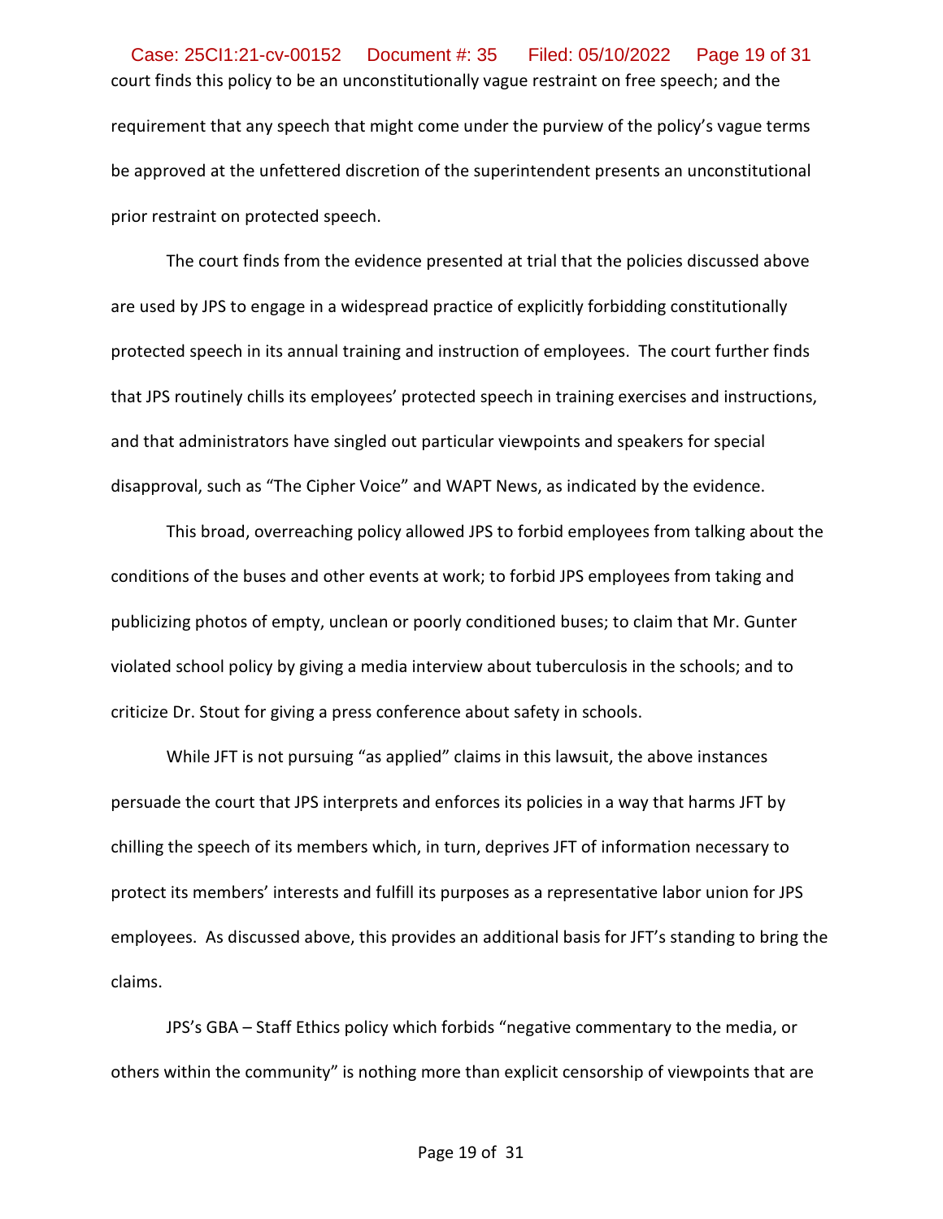court finds this policy to be an unconstitutionally vague restraint on free speech; and the requirement that any speech that might come under the purview of the policy's vague terms be approved at the unfettered discretion of the superintendent presents an unconstitutional prior restraint on protected speech.

The court finds from the evidence presented at trial that the policies discussed above are used by JPS to engage in a widespread practice of explicitly forbidding constitutionally protected speech in its annual training and instruction of employees. The court further finds that JPS routinely chills its employees' protected speech in training exercises and instructions, and that administrators have singled out particular viewpoints and speakers for special disapproval, such as "The Cipher Voice" and WAPT News, as indicated by the evidence.

This broad, overreaching policy allowed JPS to forbid employees from talking about the conditions of the buses and other events at work; to forbid JPS employees from taking and publicizing photos of empty, unclean or poorly conditioned buses; to claim that Mr. Gunter violated school policy by giving a media interview about tuberculosis in the schools; and to criticize Dr. Stout for giving a press conference about safety in schools.

While JFT is not pursuing "as applied" claims in this lawsuit, the above instances persuade the court that JPS interprets and enforces its policies in a way that harms JFT by chilling the speech of its members which, in turn, deprives JFT of information necessary to protect its members' interests and fulfill its purposes as a representative labor union for JPS employees. As discussed above, this provides an additional basis for JFT's standing to bring the claims.

JPS's GBA – Staff Ethics policy which forbids "negative commentary to the media, or others within the community" is nothing more than explicit censorship of viewpoints that are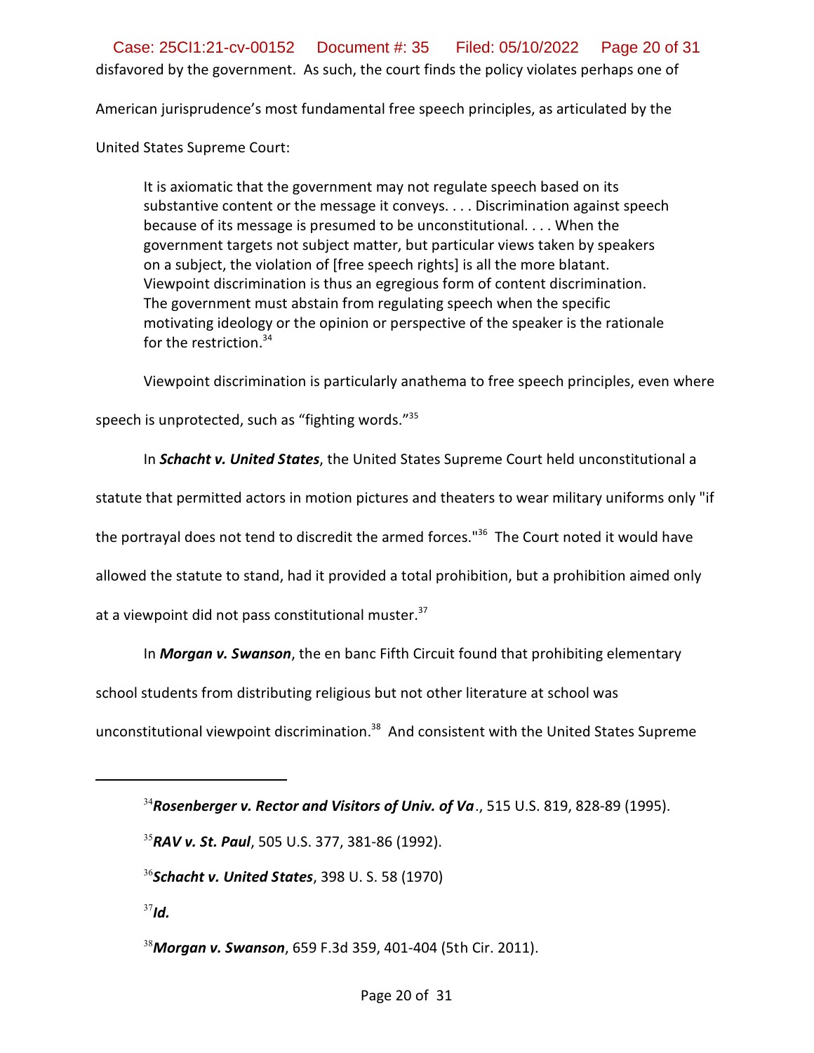disfavored by the government. As such, the court finds the policy violates perhaps one of American jurisprudence's most fundamental free speech principles, as articulated by the United States Supreme Court:

> It is axiomatic that the government may not regulate speech based on its substantive content or the message it conveys. . . . Discrimination against speech because of its message is presumed to be unconstitutional. . . . When the government targets not subject matter, but particular views taken by speakers on a subject, the violation of [free speech rights] is all the more blatant. Viewpoint discrimination is thus an egregious form of content discrimination. The government must abstain from regulating speech when the specific motivating ideology or the opinion or perspective of the speaker is the rationale for the restriction.[34]

Viewpoint discrimination is particularly anathema to free speech principles, even where speech is unprotected, such as "fighting words."[35]

In ***Schacht v. United States***, the United States Supreme Court held unconstitutional a statute that permitted actors in motion pictures and theaters to wear military uniforms only "if the portrayal does not tend to discredit the armed forces."[36] The Court noted it would have allowed the statute to stand, had it provided a total prohibition, but a prohibition aimed only at a viewpoint did not pass constitutional muster.[37]

In ***Morgan v. Swanson***, the en banc Fifth Circuit found that prohibiting elementary school students from distributing religious but not other literature at school was unconstitutional viewpoint discrimination.[38] And consistent with the United States Supreme

---

[34] ***Rosenberger v. Rector and Visitors of Univ. of Va***., 515 U.S. 819, 828-89 (1995).

[35] ***RAV v. St. Paul***, 505 U.S. 377, 381-86 (1992).

[36] ***Schacht v. United States***, 398 U. S. 58 (1970)

[37] ***Id.***

[38] ***Morgan v. Swanson***, 659 F.3d 359, 401-404 (5th Cir. 2011).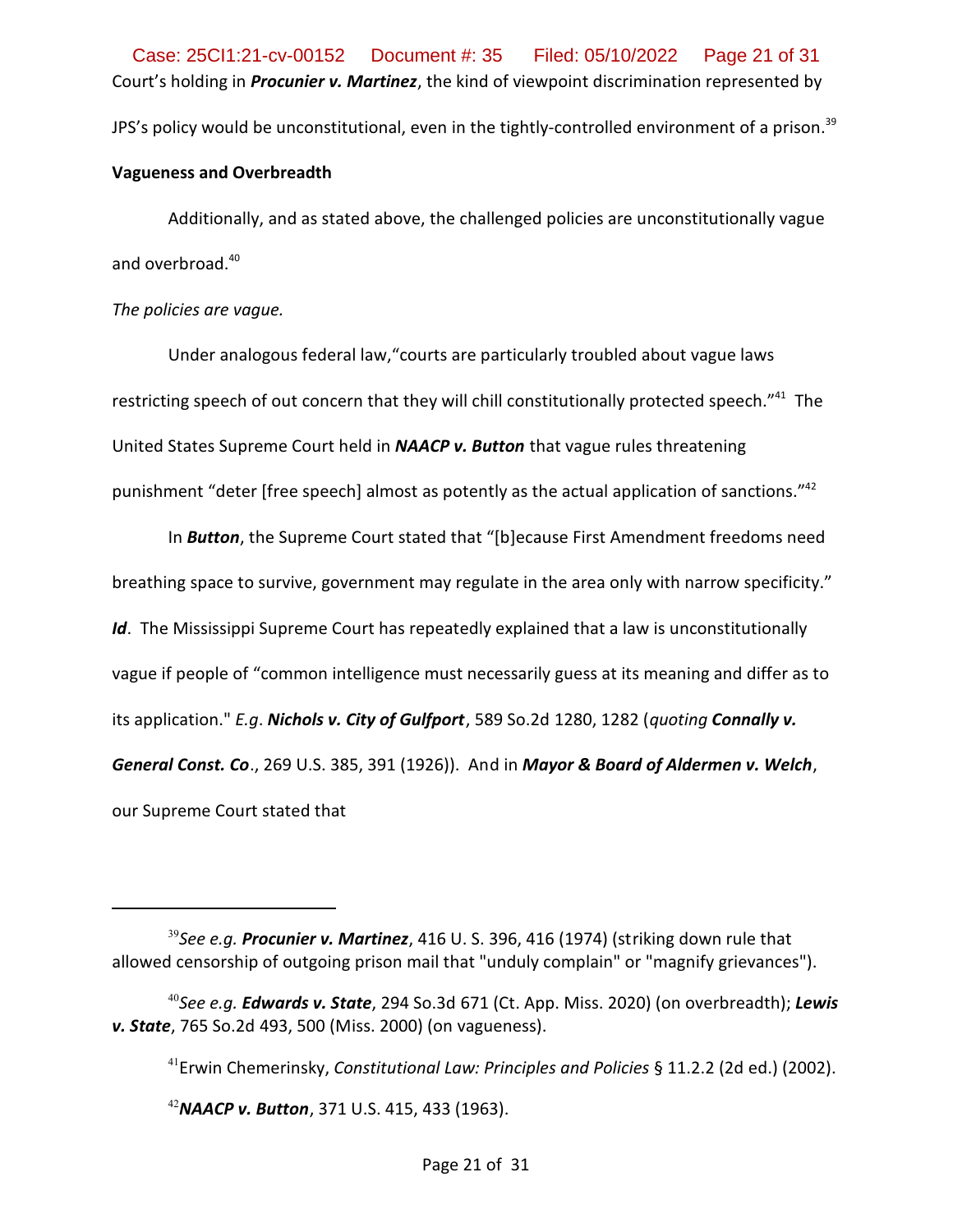Court's holding in ***Procunier v. Martinez***, the kind of viewpoint discrimination represented by JPS's policy would be unconstitutional, even in the tightly-controlled environment of a prison.[39]

**Vagueness and Overbreadth**

Additionally, and as stated above, the challenged policies are unconstitutionally vague and overbroad.[40]

*The policies are vague.*

Under analogous federal law,"courts are particularly troubled about vague laws restricting speech of out concern that they will chill constitutionally protected speech."[41] The United States Supreme Court held in ***NAACP v. Button*** that vague rules threatening punishment "deter [free speech] almost as potently as the actual application of sanctions."[42]

In ***Button***, the Supreme Court stated that "[b]ecause First Amendment freedoms need breathing space to survive, government may regulate in the area only with narrow specificity." ***Id***. The Mississippi Supreme Court has repeatedly explained that a law is unconstitutionally vague if people of "common intelligence must necessarily guess at its meaning and differ as to its application." *E.g*. ***Nichols v. City of Gulfport***, 589 So.2d 1280, 1282 (*quoting* ***Connally v. General Const. Co***., 269 U.S. 385, 391 (1926)). And in ***Mayor & Board of Aldermen v. Welch***, our Supreme Court stated that

---

[39]*See e.g.* ***Procunier v. Martinez***, 416 U. S. 396, 416 (1974) (striking down rule that allowed censorship of outgoing prison mail that "unduly complain" or "magnify grievances").

[40]*See e.g.* ***Edwards v. State***, 294 So.3d 671 (Ct. App. Miss. 2020) (on overbreadth); ***Lewis v. State***, 765 So.2d 493, 500 (Miss. 2000) (on vagueness).

[41]Erwin Chemerinsky, *Constitutional Law: Principles and Policies* § 11.2.2 (2d ed.) (2002).

[42]***NAACP v. Button***, 371 U.S. 415, 433 (1963).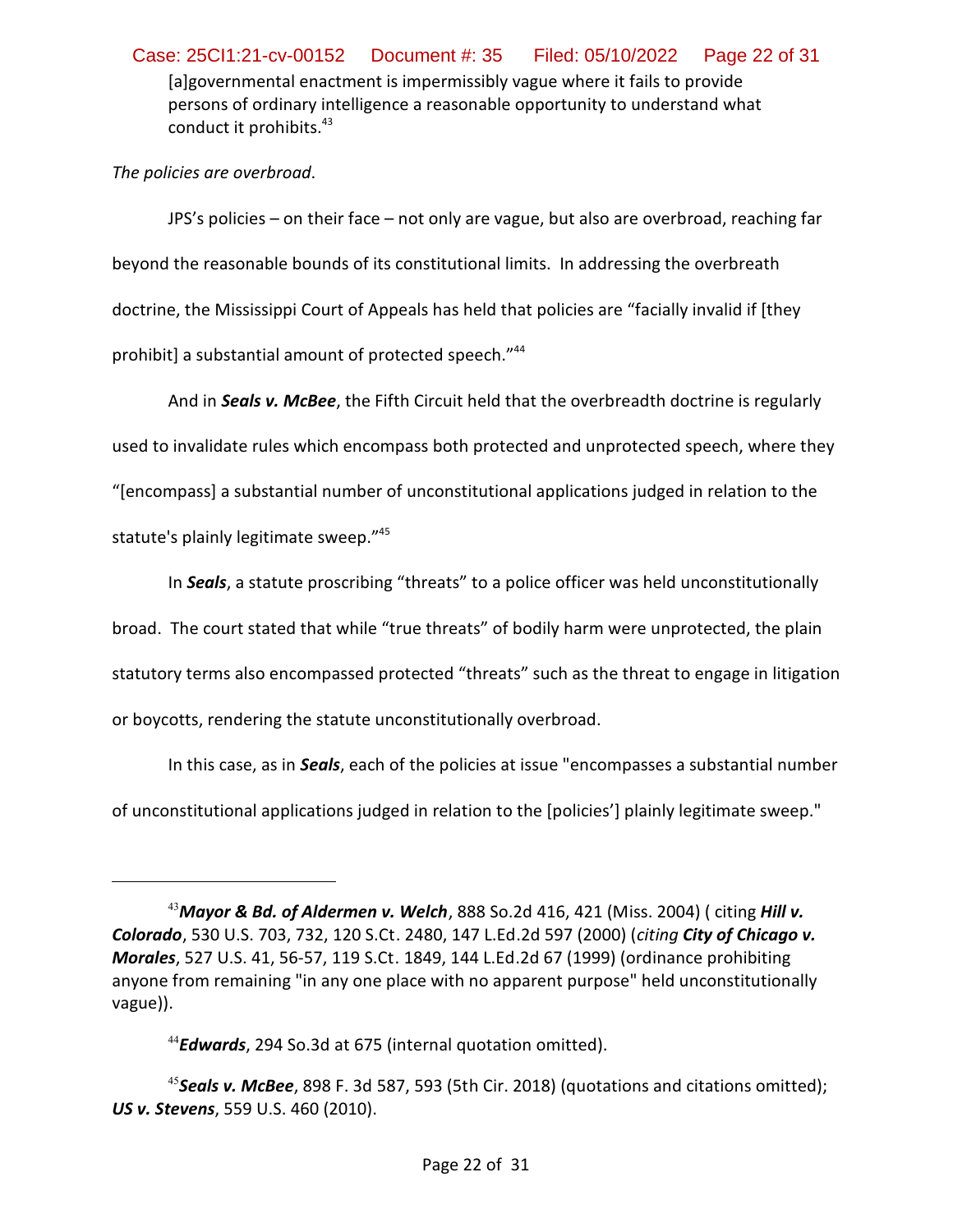[a]governmental enactment is impermissibly vague where it fails to provide persons of ordinary intelligence a reasonable opportunity to understand what conduct it prohibits.[43]

*The policies are overbroad*.

JPS's policies – on their face – not only are vague, but also are overbroad, reaching far beyond the reasonable bounds of its constitutional limits. In addressing the overbreath doctrine, the Mississippi Court of Appeals has held that policies are "facially invalid if [they prohibit] a substantial amount of protected speech."[44]

And in ***Seals v. McBee***, the Fifth Circuit held that the overbreadth doctrine is regularly used to invalidate rules which encompass both protected and unprotected speech, where they "[encompass] a substantial number of unconstitutional applications judged in relation to the statute's plainly legitimate sweep."[45]

In ***Seals***, a statute proscribing "threats" to a police officer was held unconstitutionally broad. The court stated that while "true threats" of bodily harm were unprotected, the plain statutory terms also encompassed protected "threats" such as the threat to engage in litigation or boycotts, rendering the statute unconstitutionally overbroad.

In this case, as in ***Seals***, each of the policies at issue "encompasses a substantial number of unconstitutional applications judged in relation to the [policies'] plainly legitimate sweep."

---

[43] ***Mayor & Bd. of Aldermen v. Welch***, 888 So.2d 416, 421 (Miss. 2004) ( citing ***Hill v. Colorado***, 530 U.S. 703, 732, 120 S.Ct. 2480, 147 L.Ed.2d 597 (2000) (*citing* ***City of Chicago v. Morales***, 527 U.S. 41, 56-57, 119 S.Ct. 1849, 144 L.Ed.2d 67 (1999) (ordinance prohibiting anyone from remaining "in any one place with no apparent purpose" held unconstitutionally vague)).

[44] ***Edwards***, 294 So.3d at 675 (internal quotation omitted).

[45] ***Seals v. McBee***, 898 F. 3d 587, 593 (5th Cir. 2018) (quotations and citations omitted); ***US v. Stevens***, 559 U.S. 460 (2010).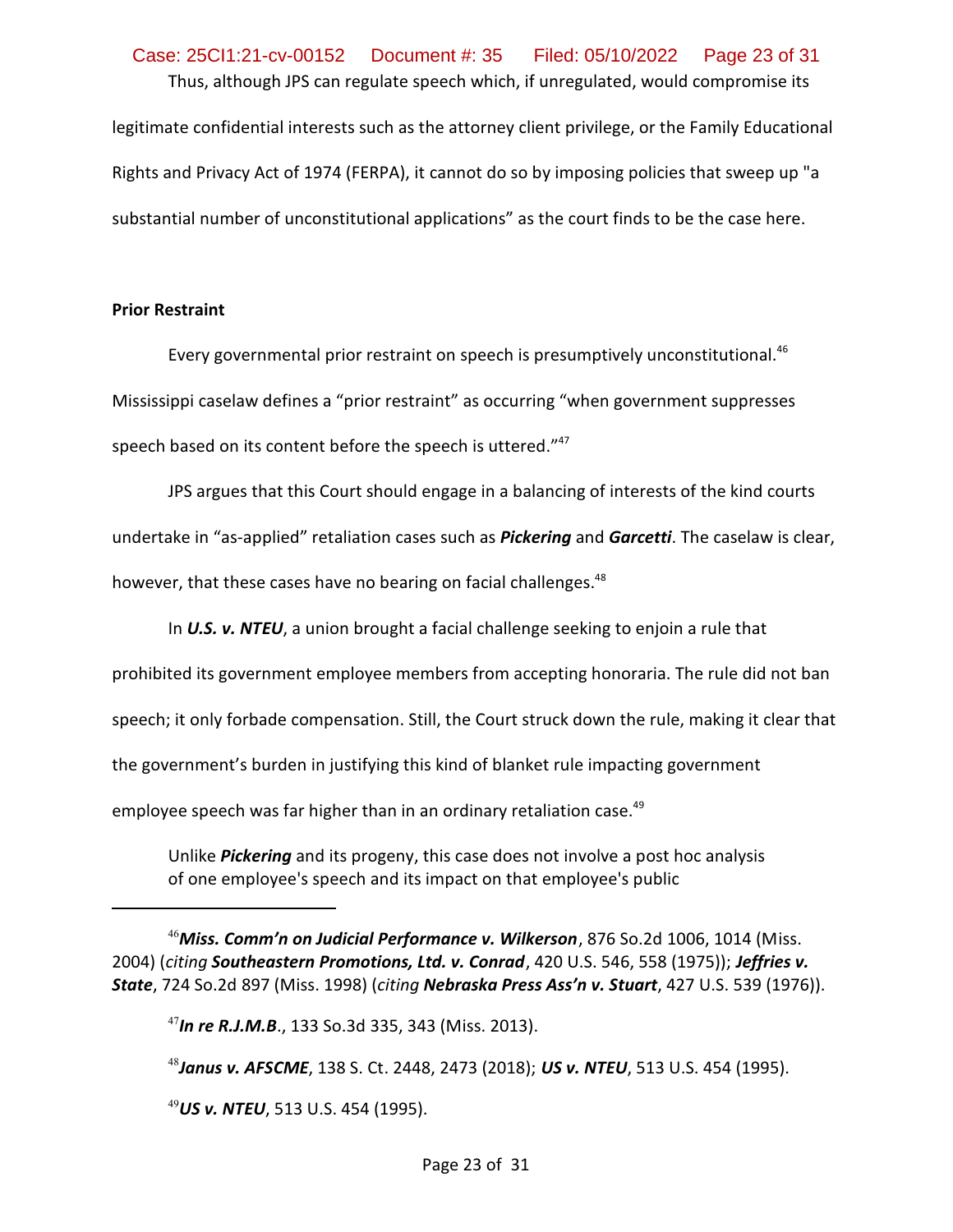Thus, although JPS can regulate speech which, if unregulated, would compromise its legitimate confidential interests such as the attorney client privilege, or the Family Educational Rights and Privacy Act of 1974 (FERPA), it cannot do so by imposing policies that sweep up "a substantial number of unconstitutional applications" as the court finds to be the case here.

**Prior Restraint**

Every governmental prior restraint on speech is presumptively unconstitutional.[46] Mississippi caselaw defines a "prior restraint" as occurring "when government suppresses speech based on its content before the speech is uttered."[47]

JPS argues that this Court should engage in a balancing of interests of the kind courts undertake in "as-applied" retaliation cases such as ***Pickering*** and ***Garcetti***. The caselaw is clear, however, that these cases have no bearing on facial challenges.[48]

In ***U.S. v. NTEU***, a union brought a facial challenge seeking to enjoin a rule that prohibited its government employee members from accepting honoraria. The rule did not ban speech; it only forbade compensation. Still, the Court struck down the rule, making it clear that the government's burden in justifying this kind of blanket rule impacting government employee speech was far higher than in an ordinary retaliation case.[49]

> Unlike ***Pickering*** and its progeny, this case does not involve a post hoc analysis of one employee's speech and its impact on that employee's public

---

[46] ***Miss. Comm'n on Judicial Performance v. Wilkerson***, 876 So.2d 1006, 1014 (Miss. 2004) (*citing* ***Southeastern Promotions, Ltd. v. Conrad***, 420 U.S. 546, 558 (1975)); ***Jeffries v. State***, 724 So.2d 897 (Miss. 1998) (*citing* ***Nebraska Press Ass'n v. Stuart***, 427 U.S. 539 (1976)).

[47] ***In re R.J.M.B***., 133 So.3d 335, 343 (Miss. 2013).

[48] ***Janus v. AFSCME***, 138 S. Ct. 2448, 2473 (2018); ***US v. NTEU***, 513 U.S. 454 (1995).

[49] ***US v. NTEU***, 513 U.S. 454 (1995).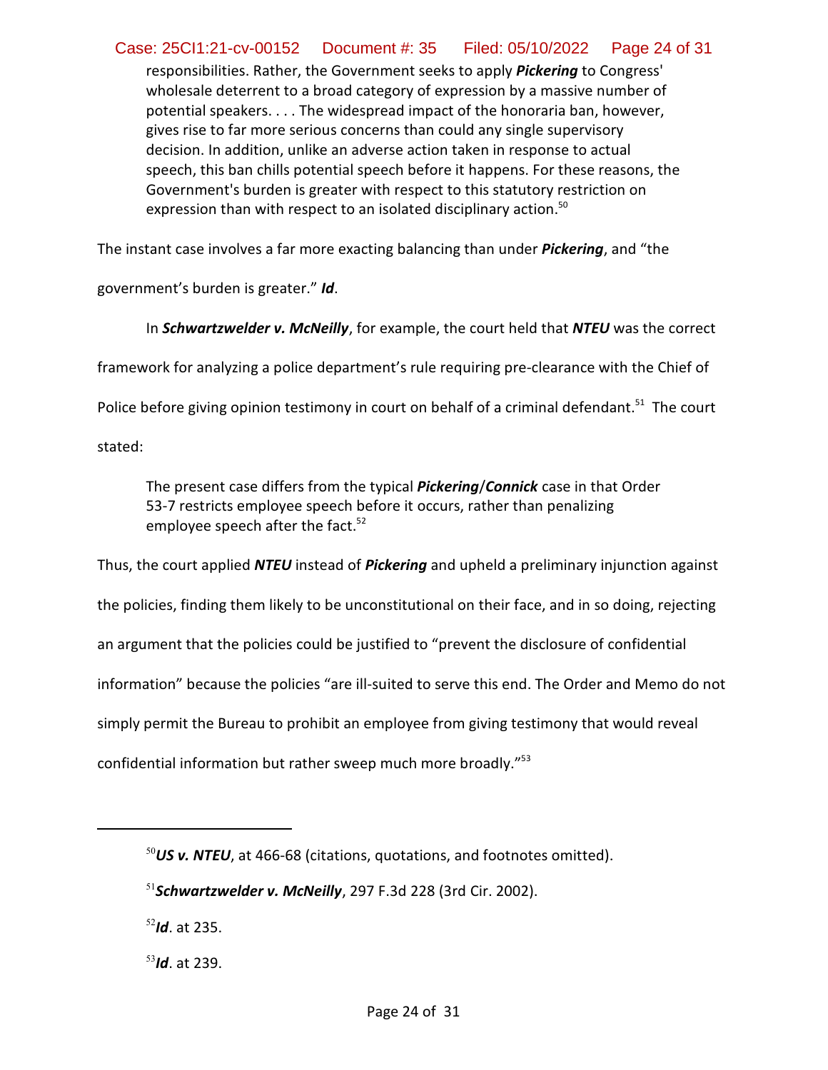> responsibilities. Rather, the Government seeks to apply ***Pickering*** to Congress' wholesale deterrent to a broad category of expression by a massive number of potential speakers. . . . The widespread impact of the honoraria ban, however, gives rise to far more serious concerns than could any single supervisory decision. In addition, unlike an adverse action taken in response to actual speech, this ban chills potential speech before it happens. For these reasons, the Government's burden is greater with respect to this statutory restriction on expression than with respect to an isolated disciplinary action.[50]

The instant case involves a far more exacting balancing than under ***Pickering***, and "the government's burden is greater." ***Id***.

In ***Schwartzwelder v. McNeilly***, for example, the court held that ***NTEU*** was the correct framework for analyzing a police department's rule requiring pre-clearance with the Chief of Police before giving opinion testimony in court on behalf of a criminal defendant.[51] The court stated:

> The present case differs from the typical ***Pickering***/***Connick*** case in that Order 53-7 restricts employee speech before it occurs, rather than penalizing employee speech after the fact.[52]

Thus, the court applied ***NTEU*** instead of ***Pickering*** and upheld a preliminary injunction against the policies, finding them likely to be unconstitutional on their face, and in so doing, rejecting an argument that the policies could be justified to "prevent the disclosure of confidential information" because the policies "are ill-suited to serve this end. The Order and Memo do not simply permit the Bureau to prohibit an employee from giving testimony that would reveal confidential information but rather sweep much more broadly."[53]

---

[50] ***US v. NTEU***, at 466-68 (citations, quotations, and footnotes omitted).

[51] ***Schwartzwelder v. McNeilly***, 297 F.3d 228 (3rd Cir. 2002).

[52] ***Id***. at 235.

[53] ***Id***. at 239.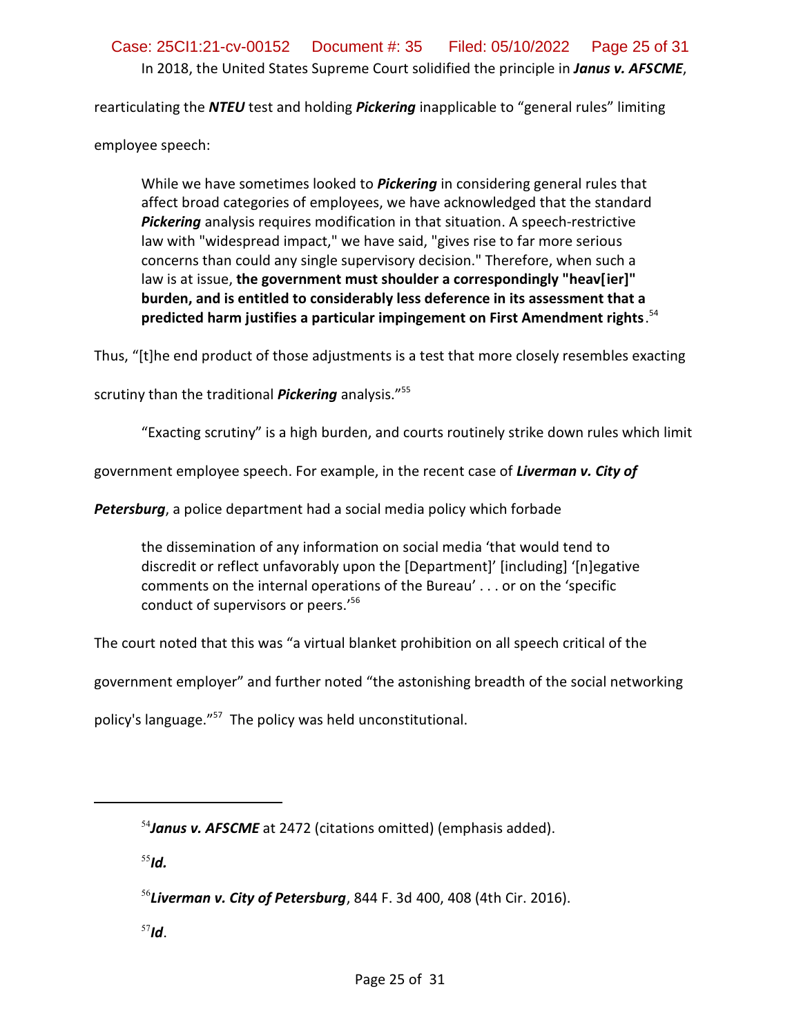In 2018, the United States Supreme Court solidified the principle in ***Janus v. AFSCME***, rearticulating the ***NTEU*** test and holding ***Pickering*** inapplicable to "general rules" limiting employee speech:

> While we have sometimes looked to ***Pickering*** in considering general rules that affect broad categories of employees, we have acknowledged that the standard ***Pickering*** analysis requires modification in that situation. A speech-restrictive law with "widespread impact," we have said, "gives rise to far more serious concerns than could any single supervisory decision." Therefore, when such a law is at issue, **the government must shoulder a correspondingly "heav[ier]" burden, and is entitled to considerably less deference in its assessment that a predicted harm justifies a particular impingement on First Amendment rights**.[54]

Thus, "[t]he end product of those adjustments is a test that more closely resembles exacting scrutiny than the traditional ***Pickering*** analysis."[55]

"Exacting scrutiny" is a high burden, and courts routinely strike down rules which limit government employee speech. For example, in the recent case of ***Liverman v. City of Petersburg***, a police department had a social media policy which forbade

> the dissemination of any information on social media 'that would tend to discredit or reflect unfavorably upon the [Department]' [including] '[n]egative comments on the internal operations of the Bureau' . . . or on the 'specific conduct of supervisors or peers.'[56]

The court noted that this was "a virtual blanket prohibition on all speech critical of the government employer" and further noted "the astonishing breadth of the social networking policy's language."[57] The policy was held unconstitutional.

---

[54] ***Janus v. AFSCME*** at 2472 (citations omitted) (emphasis added).

[55] ***Id.***

[56] ***Liverman v. City of Petersburg***, 844 F. 3d 400, 408 (4th Cir. 2016).

[57] ***Id***.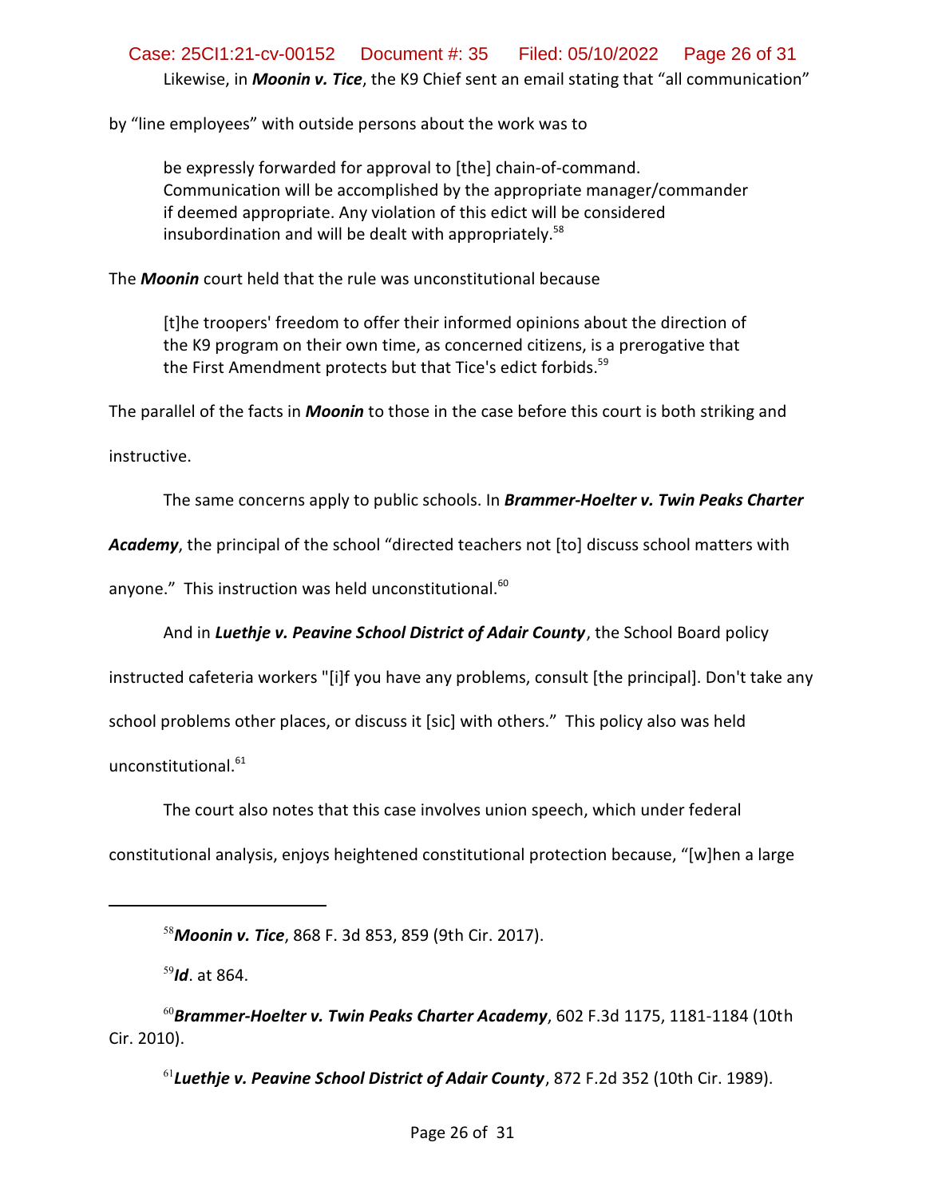Likewise, in ***Moonin v. Tice***, the K9 Chief sent an email stating that "all communication" by "line employees" with outside persons about the work was to

> be expressly forwarded for approval to [the] chain-of-command. Communication will be accomplished by the appropriate manager/commander if deemed appropriate. Any violation of this edict will be considered insubordination and will be dealt with appropriately.[58]

The ***Moonin*** court held that the rule was unconstitutional because

> [t]he troopers' freedom to offer their informed opinions about the direction of the K9 program on their own time, as concerned citizens, is a prerogative that the First Amendment protects but that Tice's edict forbids.[59]

The parallel of the facts in ***Moonin*** to those in the case before this court is both striking and instructive.

The same concerns apply to public schools. In ***Brammer-Hoelter v. Twin Peaks Charter Academy***, the principal of the school "directed teachers not [to] discuss school matters with anyone." This instruction was held unconstitutional.[60]

And in ***Luethje v. Peavine School District of Adair County***, the School Board policy instructed cafeteria workers "[i]f you have any problems, consult [the principal]. Don't take any school problems other places, or discuss it [sic] with others." This policy also was held unconstitutional.[61]

The court also notes that this case involves union speech, which under federal constitutional analysis, enjoys heightened constitutional protection because, "[w]hen a large

---

[58] ***Moonin v. Tice***, 868 F. 3d 853, 859 (9th Cir. 2017).

[59] ***Id***. at 864.

[60] ***Brammer-Hoelter v. Twin Peaks Charter Academy***, 602 F.3d 1175, 1181-1184 (10th Cir. 2010).

[61] ***Luethje v. Peavine School District of Adair County***, 872 F.2d 352 (10th Cir. 1989).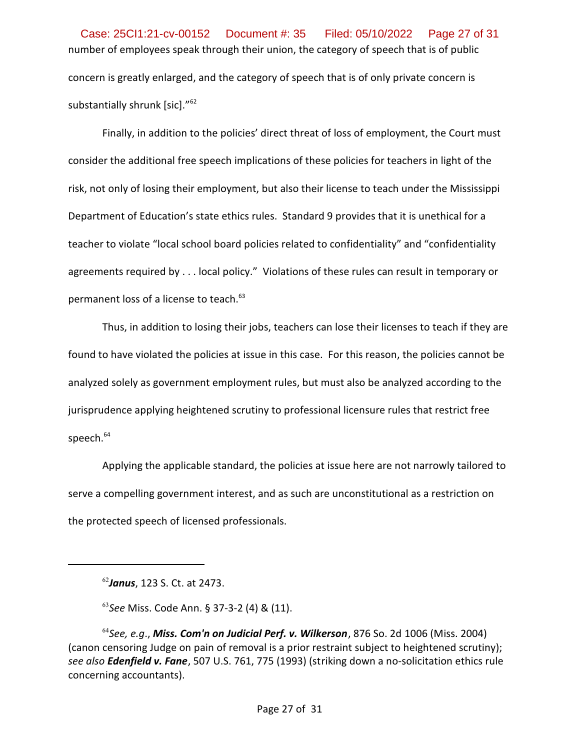number of employees speak through their union, the category of speech that is of public concern is greatly enlarged, and the category of speech that is of only private concern is substantially shrunk [sic]."[62]

Finally, in addition to the policies' direct threat of loss of employment, the Court must consider the additional free speech implications of these policies for teachers in light of the risk, not only of losing their employment, but also their license to teach under the Mississippi Department of Education's state ethics rules. Standard 9 provides that it is unethical for a teacher to violate "local school board policies related to confidentiality" and "confidentiality agreements required by . . . local policy." Violations of these rules can result in temporary or permanent loss of a license to teach.[63]

Thus, in addition to losing their jobs, teachers can lose their licenses to teach if they are found to have violated the policies at issue in this case. For this reason, the policies cannot be analyzed solely as government employment rules, but must also be analyzed according to the jurisprudence applying heightened scrutiny to professional licensure rules that restrict free speech.[64]

Applying the applicable standard, the policies at issue here are not narrowly tailored to serve a compelling government interest, and as such are unconstitutional as a restriction on the protected speech of licensed professionals.

---

[62] ***Janus***, 123 S. Ct. at 2473.

[63] *See* Miss. Code Ann. § 37-3-2 (4) & (11).

[64] *See, e.g.*, ***Miss. Com'n on Judicial Perf. v. Wilkerson***, 876 So. 2d 1006 (Miss. 2004) (canon censoring Judge on pain of removal is a prior restraint subject to heightened scrutiny); *see also* ***Edenfield v. Fane***, 507 U.S. 761, 775 (1993) (striking down a no-solicitation ethics rule concerning accountants).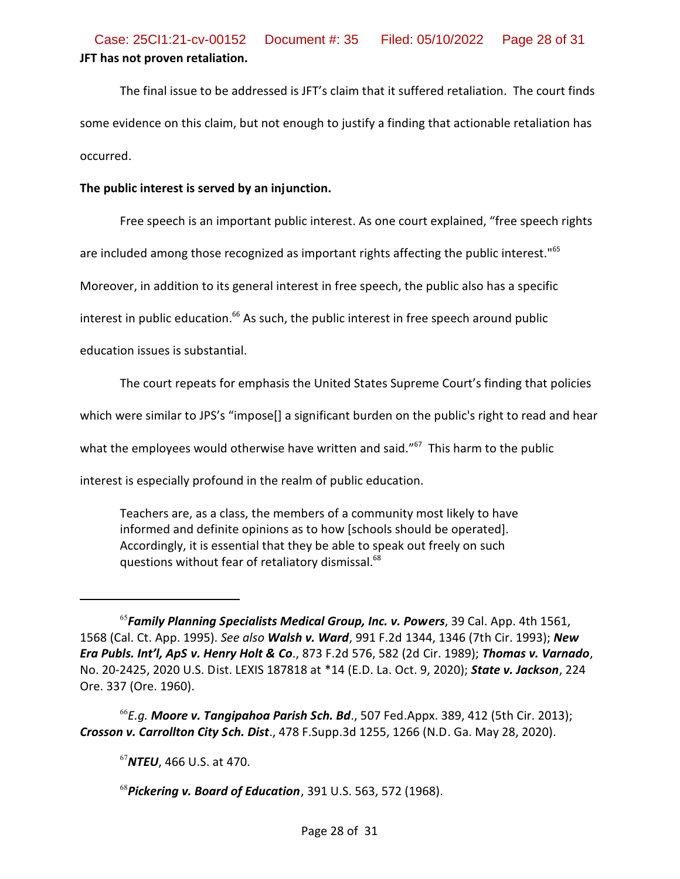**JFT has not proven retaliation.**

The final issue to be addressed is JFT's claim that it suffered retaliation. The court finds some evidence on this claim, but not enough to justify a finding that actionable retaliation has occurred.

**The public interest is served by an injunction.**

Free speech is an important public interest. As one court explained, "free speech rights are included among those recognized as important rights affecting the public interest."[65] Moreover, in addition to its general interest in free speech, the public also has a specific interest in public education.[66] As such, the public interest in free speech around public education issues is substantial.

The court repeats for emphasis the United States Supreme Court's finding that policies which were similar to JPS's "impose[] a significant burden on the public's right to read and hear what the employees would otherwise have written and said."[67] This harm to the public interest is especially profound in the realm of public education.

> Teachers are, as a class, the members of a community most likely to have informed and definite opinions as to how [schools should be operated]. Accordingly, it is essential that they be able to speak out freely on such questions without fear of retaliatory dismissal.[68]

---

[65] ***Family Planning Specialists Medical Group, Inc. v. Powers***, 39 Cal. App. 4th 1561, 1568 (Cal. Ct. App. 1995). *See also* ***Walsh v. Ward***, 991 F.2d 1344, 1346 (7th Cir. 1993); ***New Era Publs. Int'l, ApS v. Henry Holt & Co***., 873 F.2d 576, 582 (2d Cir. 1989); ***Thomas v. Varnado***, No. 20-2425, 2020 U.S. Dist. LEXIS 187818 at *14 (E.D. La. Oct. 9, 2020); ***State v. Jackson***, 224 Ore. 337 (Ore. 1960).

[66] *E.g.* ***Moore v. Tangipahoa Parish Sch. Bd***., 507 Fed.Appx. 389, 412 (5th Cir. 2013); ***Crosson v. Carrollton City Sch. Dist***., 478 F.Supp.3d 1255, 1266 (N.D. Ga. May 28, 2020).

[67] ***NTEU***, 466 U.S. at 470.

[68] ***Pickering v. Board of Education***, 391 U.S. 563, 572 (1968).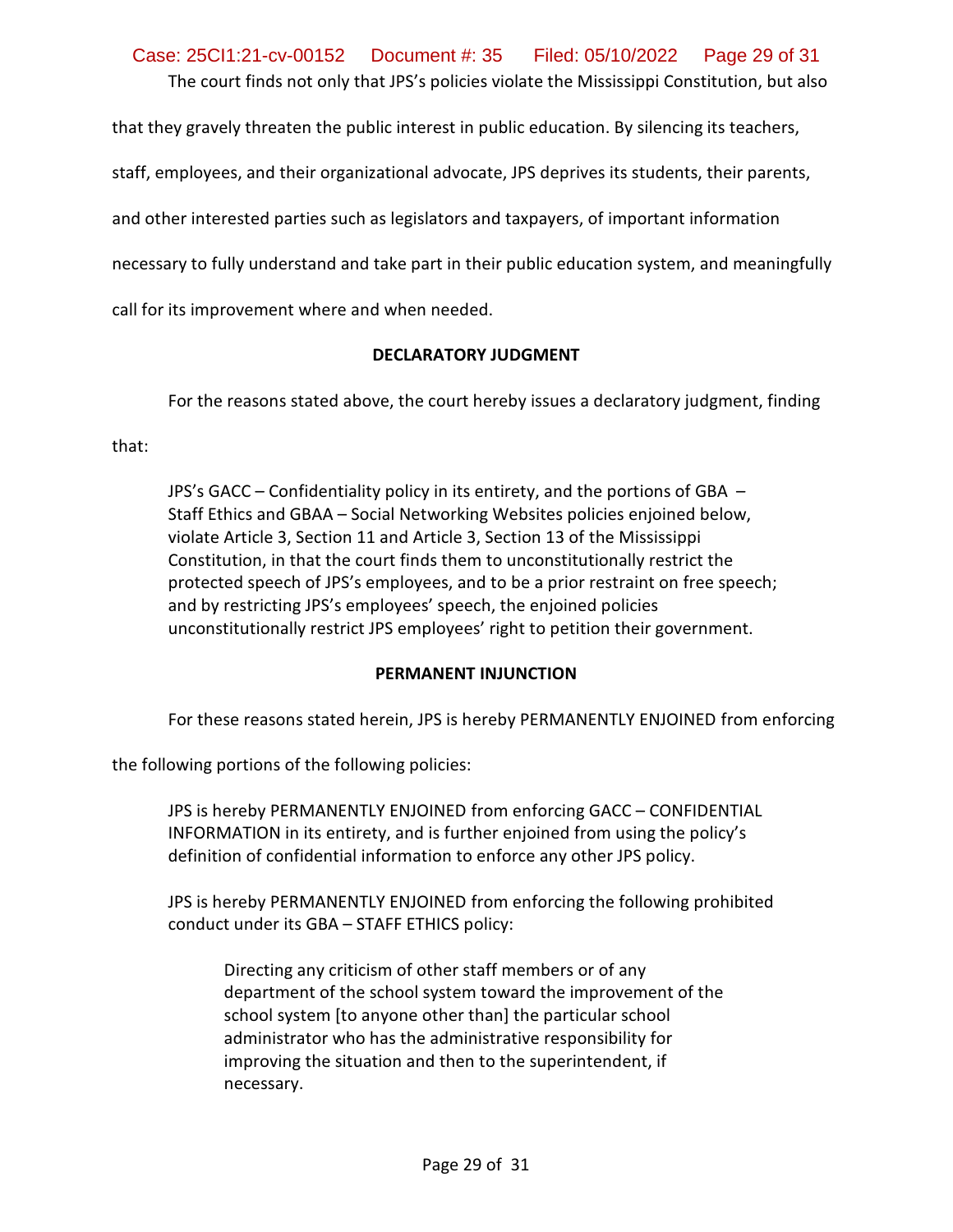The court finds not only that JPS's policies violate the Mississippi Constitution, but also that they gravely threaten the public interest in public education. By silencing its teachers, staff, employees, and their organizational advocate, JPS deprives its students, their parents, and other interested parties such as legislators and taxpayers, of important information necessary to fully understand and take part in their public education system, and meaningfully call for its improvement where and when needed.

**DECLARATORY JUDGMENT**

For the reasons stated above, the court hereby issues a declaratory judgment, finding that:

> JPS's GACC – Confidentiality policy in its entirety, and the portions of GBA – Staff Ethics and GBAA – Social Networking Websites policies enjoined below, violate Article 3, Section 11 and Article 3, Section 13 of the Mississippi Constitution, in that the court finds them to unconstitutionally restrict the protected speech of JPS's employees, and to be a prior restraint on free speech; and by restricting JPS's employees' speech, the enjoined policies unconstitutionally restrict JPS employees' right to petition their government.

**PERMANENT INJUNCTION**

For these reasons stated herein, JPS is hereby PERMANENTLY ENJOINED from enforcing the following portions of the following policies:

> JPS is hereby PERMANENTLY ENJOINED from enforcing GACC – CONFIDENTIAL INFORMATION in its entirety, and is further enjoined from using the policy's definition of confidential information to enforce any other JPS policy.
>
> JPS is hereby PERMANENTLY ENJOINED from enforcing the following prohibited conduct under its GBA – STAFF ETHICS policy:
>
>> Directing any criticism of other staff members or of any department of the school system toward the improvement of the school system [to anyone other than] the particular school administrator who has the administrative responsibility for improving the situation and then to the superintendent, if necessary.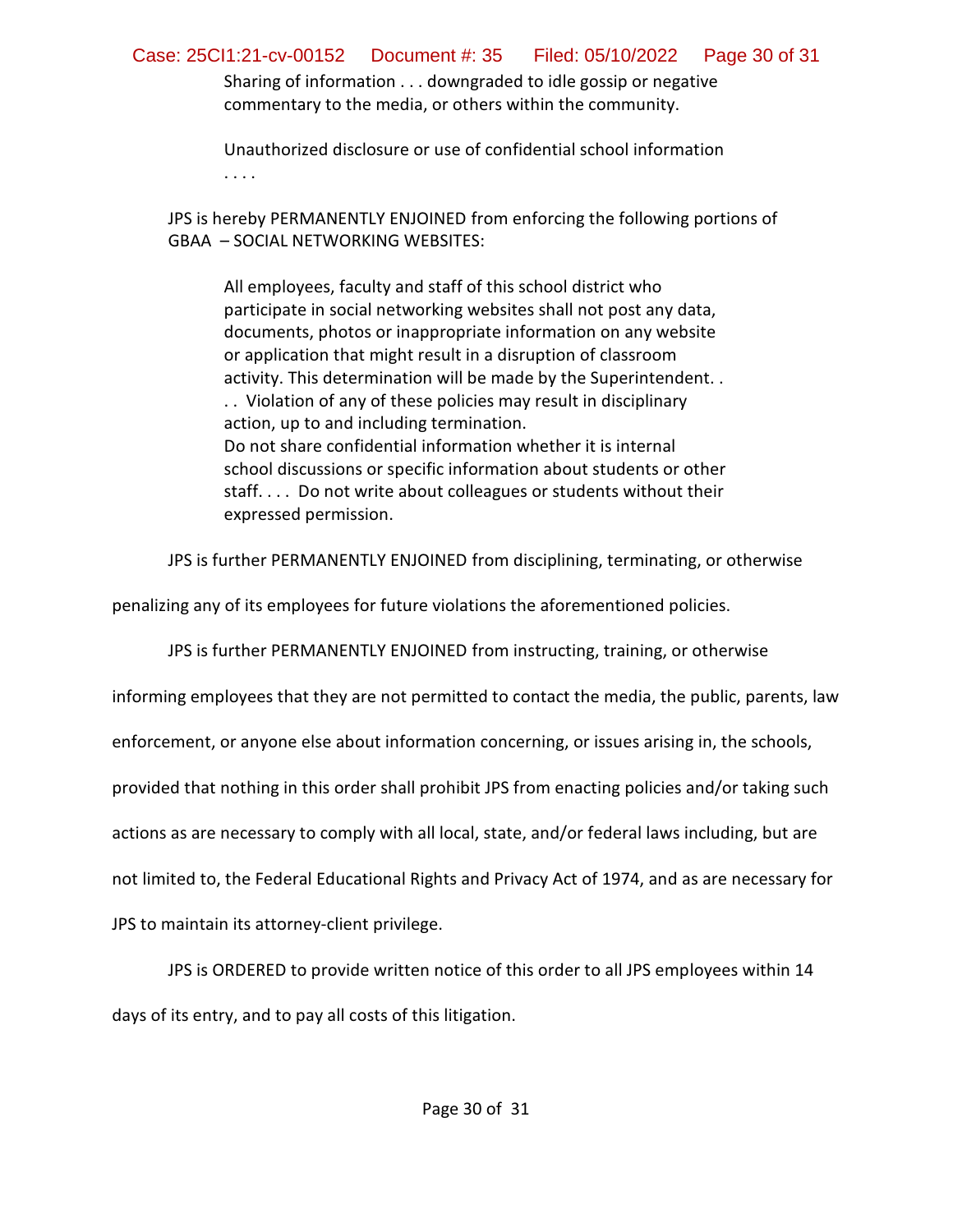> Sharing of information . . . downgraded to idle gossip or negative commentary to the media, or others within the community.
>
> Unauthorized disclosure or use of confidential school information . . . .

JPS is hereby PERMANENTLY ENJOINED from enforcing the following portions of GBAA – SOCIAL NETWORKING WEBSITES:

> All employees, faculty and staff of this school district who participate in social networking websites shall not post any data, documents, photos or inappropriate information on any website or application that might result in a disruption of classroom activity. This determination will be made by the Superintendent. . . . Violation of any of these policies may result in disciplinary action, up to and including termination.
> Do not share confidential information whether it is internal school discussions or specific information about students or other staff. . . . Do not write about colleagues or students without their expressed permission.

JPS is further PERMANENTLY ENJOINED from disciplining, terminating, or otherwise penalizing any of its employees for future violations the aforementioned policies.

JPS is further PERMANENTLY ENJOINED from instructing, training, or otherwise informing employees that they are not permitted to contact the media, the public, parents, law enforcement, or anyone else about information concerning, or issues arising in, the schools, provided that nothing in this order shall prohibit JPS from enacting policies and/or taking such actions as are necessary to comply with all local, state, and/or federal laws including, but are not limited to, the Federal Educational Rights and Privacy Act of 1974, and as are necessary for JPS to maintain its attorney-client privilege.

JPS is ORDERED to provide written notice of this order to all JPS employees within 14 days of its entry, and to pay all costs of this litigation.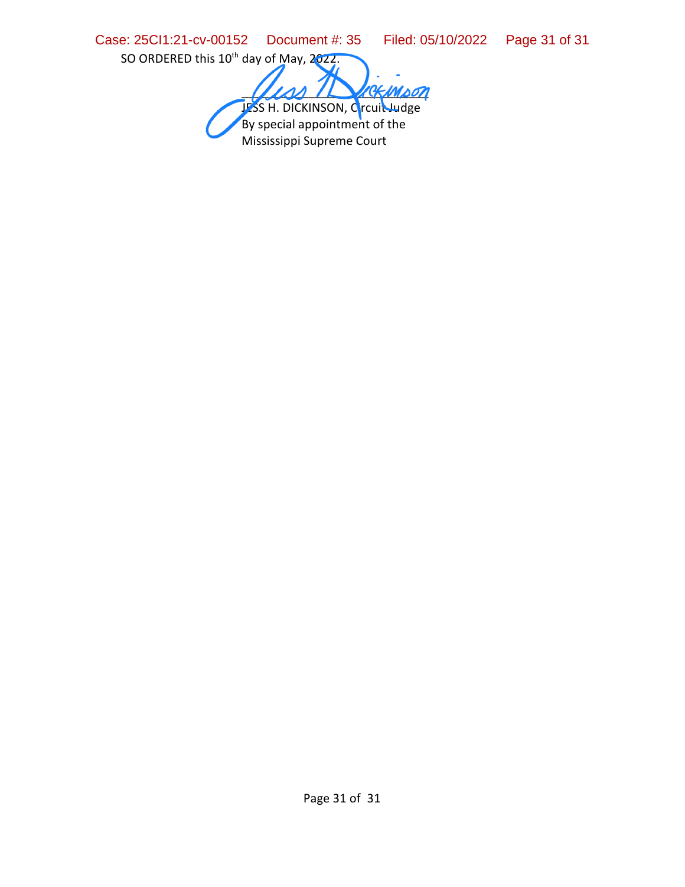SO ORDERED this 10th day of May, 2022.

JESS H. DICKINSON, Circuit Judge
By special appointment of the
Mississippi Supreme Court